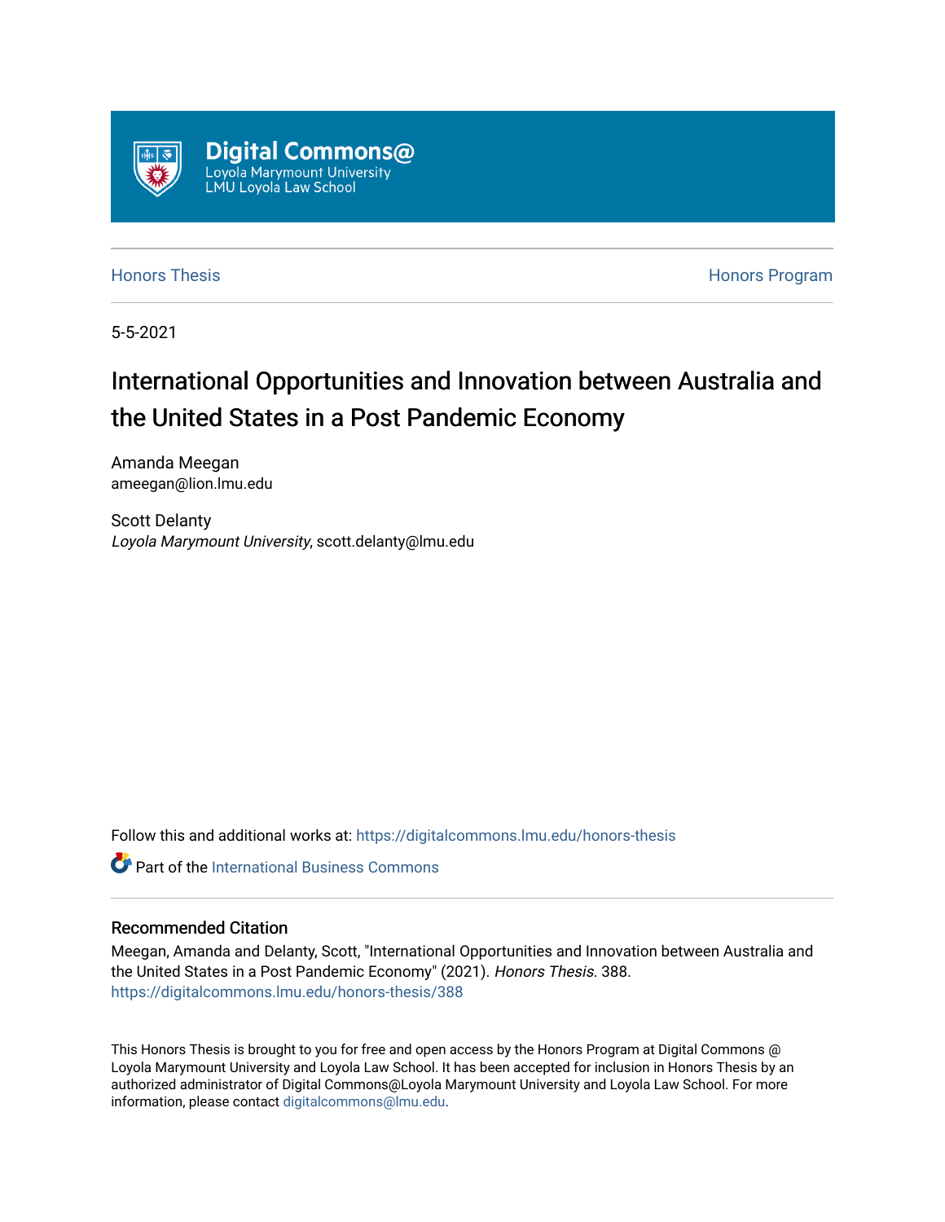Digital Commons@
Loyola Marymount University
LMU Loyola Law School

Honors Thesis | Honors Program

5-5-2021

# International Opportunities and Innovation between Australia and the United States in a Post Pandemic Economy

Amanda Meegan
ameegan@lion.lmu.edu

Scott Delanty
*Loyola Marymount University*, scott.delanty@lmu.edu

Follow this and additional works at: https://digitalcommons.lmu.edu/honors-thesis

Part of the International Business Commons

## Recommended Citation

Meegan, Amanda and Delanty, Scott, "International Opportunities and Innovation between Australia and the United States in a Post Pandemic Economy" (2021). *Honors Thesis*. 388.
https://digitalcommons.lmu.edu/honors-thesis/388

This Honors Thesis is brought to you for free and open access by the Honors Program at Digital Commons @ Loyola Marymount University and Loyola Law School. It has been accepted for inclusion in Honors Thesis by an authorized administrator of Digital Commons@Loyola Marymount University and Loyola Law School. For more information, please contact digitalcommons@lmu.edu.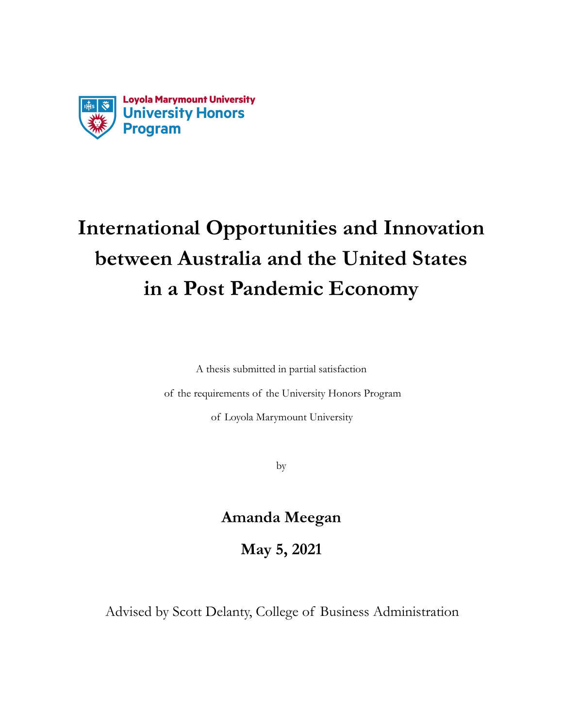Loyola Marymount University
University Honors Program

# International Opportunities and Innovation between Australia and the United States in a Post Pandemic Economy

A thesis submitted in partial satisfaction

of the requirements of the University Honors Program

of Loyola Marymount University

by

**Amanda Meegan**

**May 5, 2021**

Advised by Scott Delanty, College of Business Administration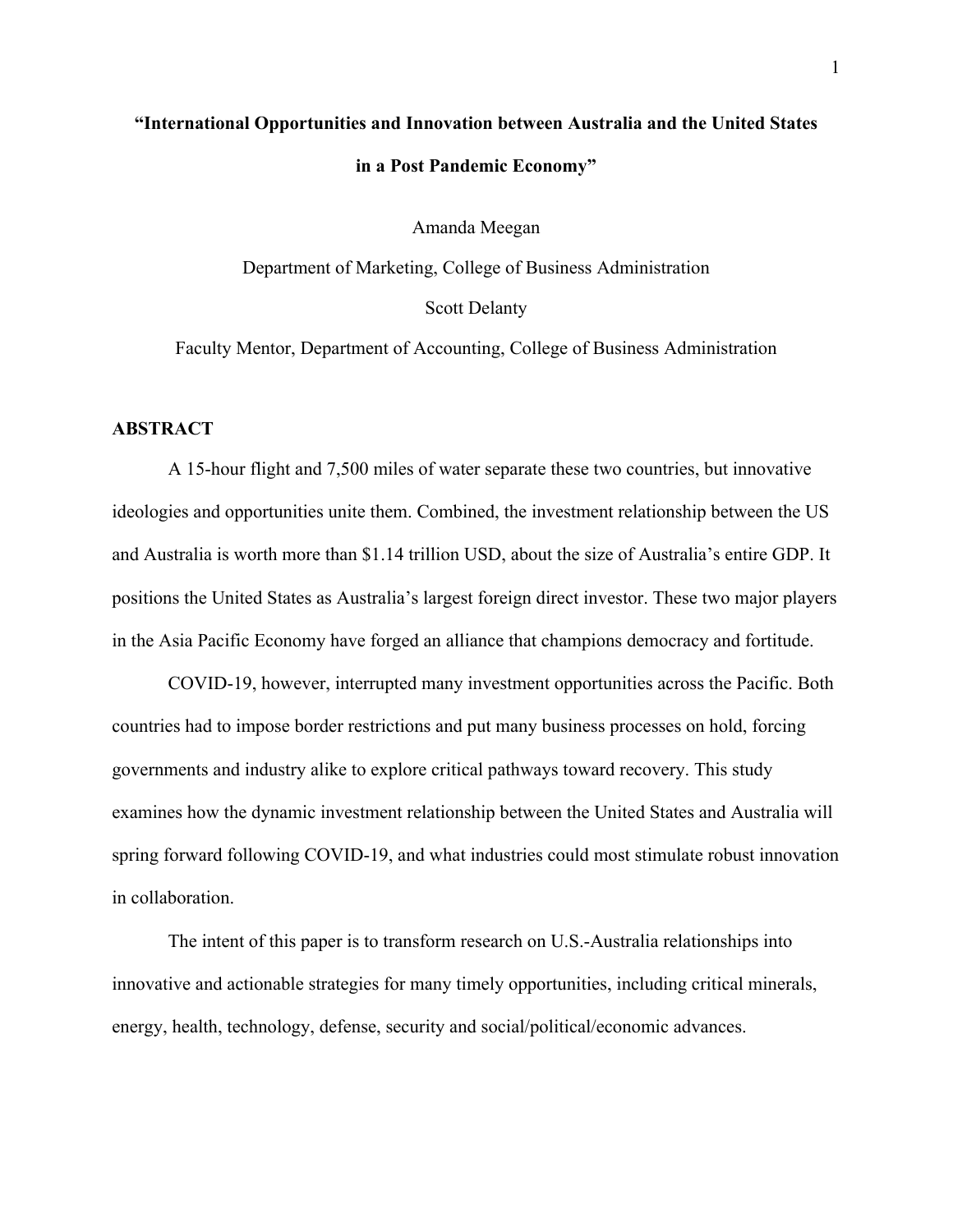# "International Opportunities and Innovation between Australia and the United States in a Post Pandemic Economy"

Amanda Meegan

Department of Marketing, College of Business Administration

Scott Delanty

Faculty Mentor, Department of Accounting, College of Business Administration

## ABSTRACT

A 15-hour flight and 7,500 miles of water separate these two countries, but innovative ideologies and opportunities unite them. Combined, the investment relationship between the US and Australia is worth more than $1.14 trillion USD, about the size of Australia's entire GDP. It positions the United States as Australia's largest foreign direct investor. These two major players in the Asia Pacific Economy have forged an alliance that champions democracy and fortitude.

COVID-19, however, interrupted many investment opportunities across the Pacific. Both countries had to impose border restrictions and put many business processes on hold, forcing governments and industry alike to explore critical pathways toward recovery. This study examines how the dynamic investment relationship between the United States and Australia will spring forward following COVID-19, and what industries could most stimulate robust innovation in collaboration.

The intent of this paper is to transform research on U.S.-Australia relationships into innovative and actionable strategies for many timely opportunities, including critical minerals, energy, health, technology, defense, security and social/political/economic advances.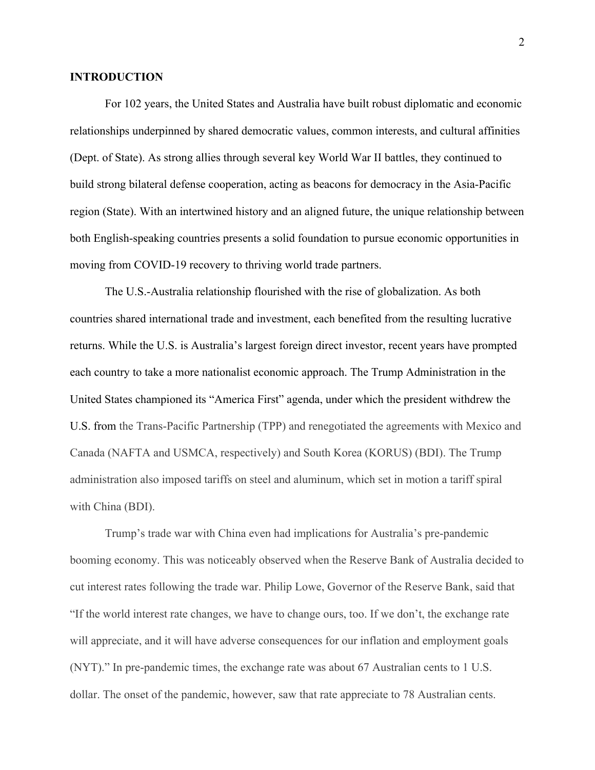## INTRODUCTION

For 102 years, the United States and Australia have built robust diplomatic and economic relationships underpinned by shared democratic values, common interests, and cultural affinities (Dept. of State). As strong allies through several key World War II battles, they continued to build strong bilateral defense cooperation, acting as beacons for democracy in the Asia-Pacific region (State). With an intertwined history and an aligned future, the unique relationship between both English-speaking countries presents a solid foundation to pursue economic opportunities in moving from COVID-19 recovery to thriving world trade partners.

The U.S.-Australia relationship flourished with the rise of globalization. As both countries shared international trade and investment, each benefited from the resulting lucrative returns. While the U.S. is Australia's largest foreign direct investor, recent years have prompted each country to take a more nationalist economic approach. The Trump Administration in the United States championed its "America First" agenda, under which the president withdrew the U.S. from the Trans-Pacific Partnership (TPP) and renegotiated the agreements with Mexico and Canada (NAFTA and USMCA, respectively) and South Korea (KORUS) (BDI). The Trump administration also imposed tariffs on steel and aluminum, which set in motion a tariff spiral with China (BDI).

Trump's trade war with China even had implications for Australia's pre-pandemic booming economy. This was noticeably observed when the Reserve Bank of Australia decided to cut interest rates following the trade war. Philip Lowe, Governor of the Reserve Bank, said that "If the world interest rate changes, we have to change ours, too. If we don't, the exchange rate will appreciate, and it will have adverse consequences for our inflation and employment goals (NYT)." In pre-pandemic times, the exchange rate was about 67 Australian cents to 1 U.S. dollar. The onset of the pandemic, however, saw that rate appreciate to 78 Australian cents.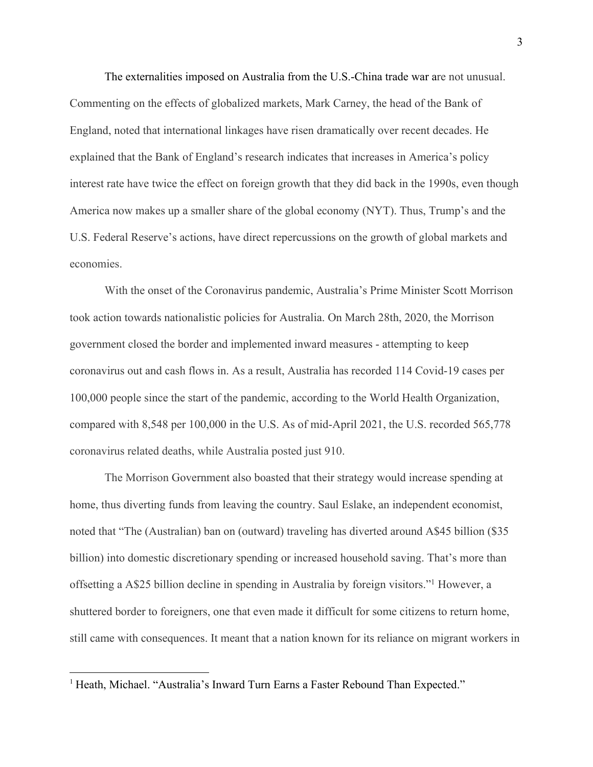The externalities imposed on Australia from the U.S.-China trade war are not unusual. Commenting on the effects of globalized markets, Mark Carney, the head of the Bank of England, noted that international linkages have risen dramatically over recent decades. He explained that the Bank of England's research indicates that increases in America's policy interest rate have twice the effect on foreign growth that they did back in the 1990s, even though America now makes up a smaller share of the global economy (NYT). Thus, Trump's and the U.S. Federal Reserve's actions, have direct repercussions on the growth of global markets and economies.

With the onset of the Coronavirus pandemic, Australia's Prime Minister Scott Morrison took action towards nationalistic policies for Australia. On March 28th, 2020, the Morrison government closed the border and implemented inward measures - attempting to keep coronavirus out and cash flows in. As a result, Australia has recorded 114 Covid-19 cases per 100,000 people since the start of the pandemic, according to the World Health Organization, compared with 8,548 per 100,000 in the U.S. As of mid-April 2021, the U.S. recorded 565,778 coronavirus related deaths, while Australia posted just 910.

The Morrison Government also boasted that their strategy would increase spending at home, thus diverting funds from leaving the country. Saul Eslake, an independent economist, noted that "The (Australian) ban on (outward) traveling has diverted around A$45 billion ($35 billion) into domestic discretionary spending or increased household saving. That's more than offsetting a A$25 billion decline in spending in Australia by foreign visitors."[1] However, a shuttered border to foreigners, one that even made it difficult for some citizens to return home, still came with consequences. It meant that a nation known for its reliance on migrant workers in

[1] Heath, Michael. "Australia's Inward Turn Earns a Faster Rebound Than Expected."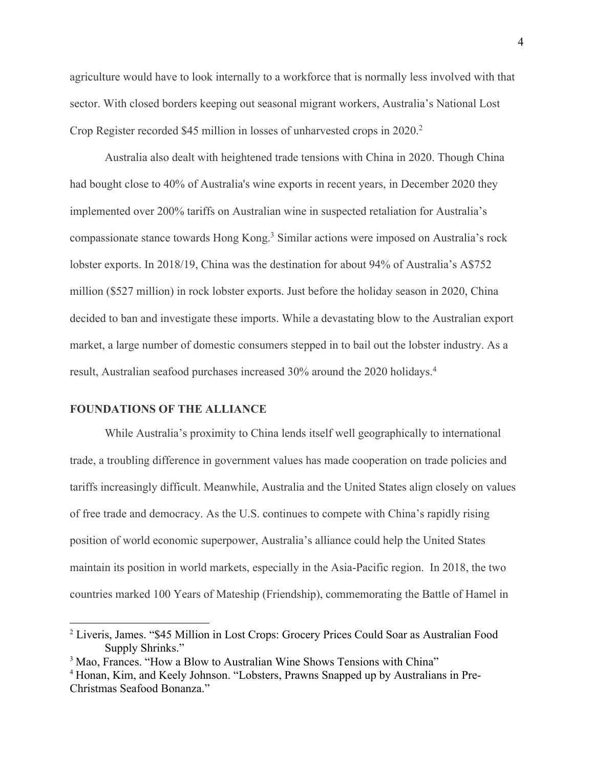agriculture would have to look internally to a workforce that is normally less involved with that sector. With closed borders keeping out seasonal migrant workers, Australia's National Lost Crop Register recorded $45 million in losses of unharvested crops in 2020.[2]

Australia also dealt with heightened trade tensions with China in 2020. Though China had bought close to 40% of Australia's wine exports in recent years, in December 2020 they implemented over 200% tariffs on Australian wine in suspected retaliation for Australia's compassionate stance towards Hong Kong.[3] Similar actions were imposed on Australia's rock lobster exports. In 2018/19, China was the destination for about 94% of Australia's A$752 million ($527 million) in rock lobster exports. Just before the holiday season in 2020, China decided to ban and investigate these imports. While a devastating blow to the Australian export market, a large number of domestic consumers stepped in to bail out the lobster industry. As a result, Australian seafood purchases increased 30% around the 2020 holidays.[4]

## FOUNDATIONS OF THE ALLIANCE

While Australia's proximity to China lends itself well geographically to international trade, a troubling difference in government values has made cooperation on trade policies and tariffs increasingly difficult. Meanwhile, Australia and the United States align closely on values of free trade and democracy. As the U.S. continues to compete with China's rapidly rising position of world economic superpower, Australia's alliance could help the United States maintain its position in world markets, especially in the Asia-Pacific region. In 2018, the two countries marked 100 Years of Mateship (Friendship), commemorating the Battle of Hamel in

---

[2] Liveris, James. "$45 Million in Lost Crops: Grocery Prices Could Soar as Australian Food Supply Shrinks."

[3] Mao, Frances. "How a Blow to Australian Wine Shows Tensions with China"

[4] Honan, Kim, and Keely Johnson. "Lobsters, Prawns Snapped up by Australians in Pre-Christmas Seafood Bonanza."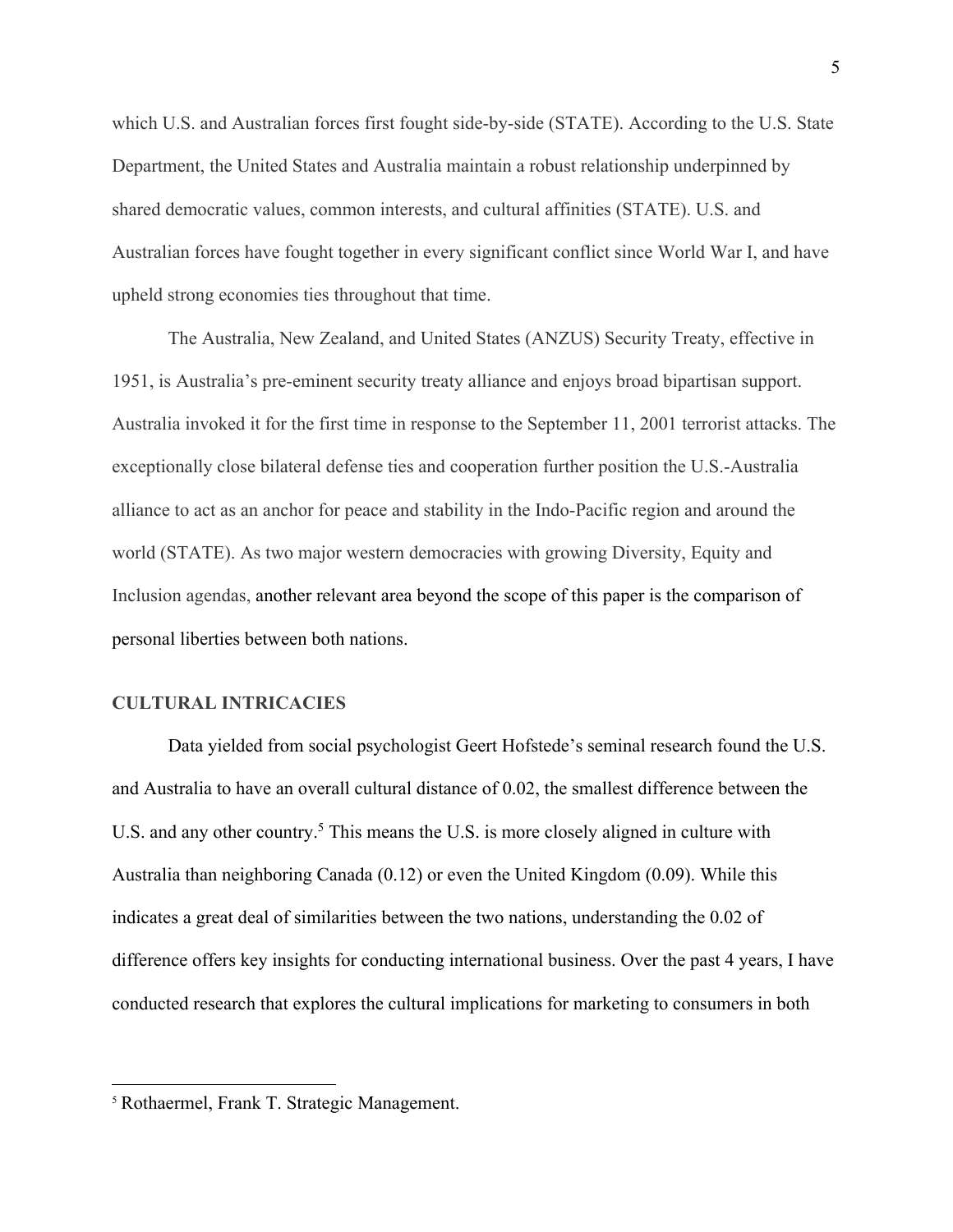which U.S. and Australian forces first fought side-by-side (STATE). According to the U.S. State Department, the United States and Australia maintain a robust relationship underpinned by shared democratic values, common interests, and cultural affinities (STATE). U.S. and Australian forces have fought together in every significant conflict since World War I, and have upheld strong economies ties throughout that time.

The Australia, New Zealand, and United States (ANZUS) Security Treaty, effective in 1951, is Australia's pre-eminent security treaty alliance and enjoys broad bipartisan support. Australia invoked it for the first time in response to the September 11, 2001 terrorist attacks. The exceptionally close bilateral defense ties and cooperation further position the U.S.-Australia alliance to act as an anchor for peace and stability in the Indo-Pacific region and around the world (STATE). As two major western democracies with growing Diversity, Equity and Inclusion agendas, another relevant area beyond the scope of this paper is the comparison of personal liberties between both nations.

## CULTURAL INTRICACIES

Data yielded from social psychologist Geert Hofstede's seminal research found the U.S. and Australia to have an overall cultural distance of 0.02, the smallest difference between the U.S. and any other country.[5] This means the U.S. is more closely aligned in culture with Australia than neighboring Canada (0.12) or even the United Kingdom (0.09). While this indicates a great deal of similarities between the two nations, understanding the 0.02 of difference offers key insights for conducting international business. Over the past 4 years, I have conducted research that explores the cultural implications for marketing to consumers in both

---

[5] Rothaermel, Frank T. Strategic Management.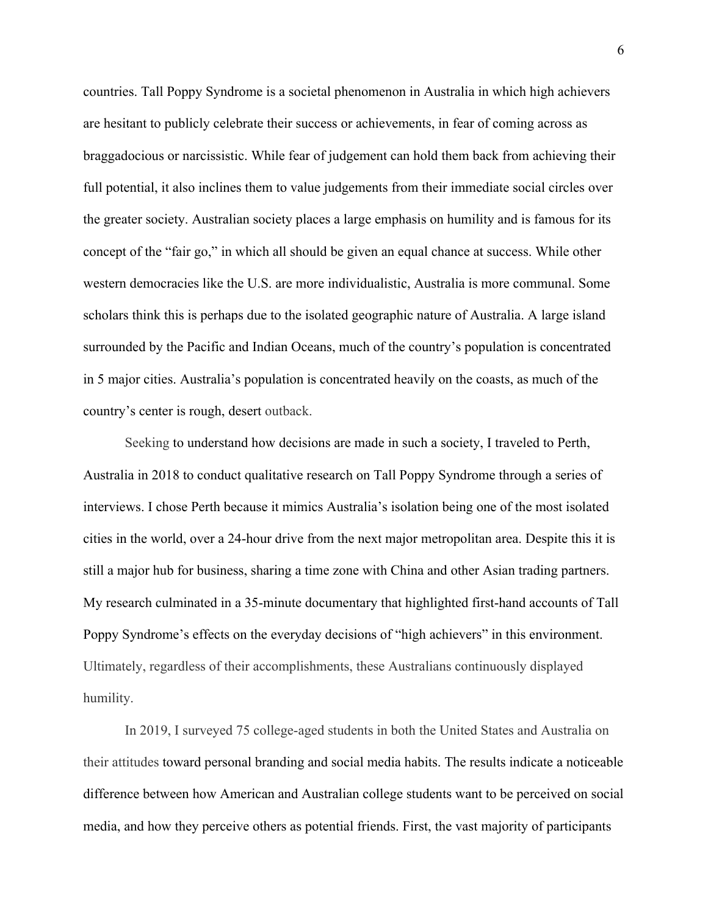countries. Tall Poppy Syndrome is a societal phenomenon in Australia in which high achievers are hesitant to publicly celebrate their success or achievements, in fear of coming across as braggadocious or narcissistic. While fear of judgement can hold them back from achieving their full potential, it also inclines them to value judgements from their immediate social circles over the greater society. Australian society places a large emphasis on humility and is famous for its concept of the "fair go," in which all should be given an equal chance at success. While other western democracies like the U.S. are more individualistic, Australia is more communal. Some scholars think this is perhaps due to the isolated geographic nature of Australia. A large island surrounded by the Pacific and Indian Oceans, much of the country's population is concentrated in 5 major cities. Australia's population is concentrated heavily on the coasts, as much of the country's center is rough, desert outback.

Seeking to understand how decisions are made in such a society, I traveled to Perth, Australia in 2018 to conduct qualitative research on Tall Poppy Syndrome through a series of interviews. I chose Perth because it mimics Australia's isolation being one of the most isolated cities in the world, over a 24-hour drive from the next major metropolitan area. Despite this it is still a major hub for business, sharing a time zone with China and other Asian trading partners. My research culminated in a 35-minute documentary that highlighted first-hand accounts of Tall Poppy Syndrome's effects on the everyday decisions of "high achievers" in this environment. Ultimately, regardless of their accomplishments, these Australians continuously displayed humility.

In 2019, I surveyed 75 college-aged students in both the United States and Australia on their attitudes toward personal branding and social media habits. The results indicate a noticeable difference between how American and Australian college students want to be perceived on social media, and how they perceive others as potential friends. First, the vast majority of participants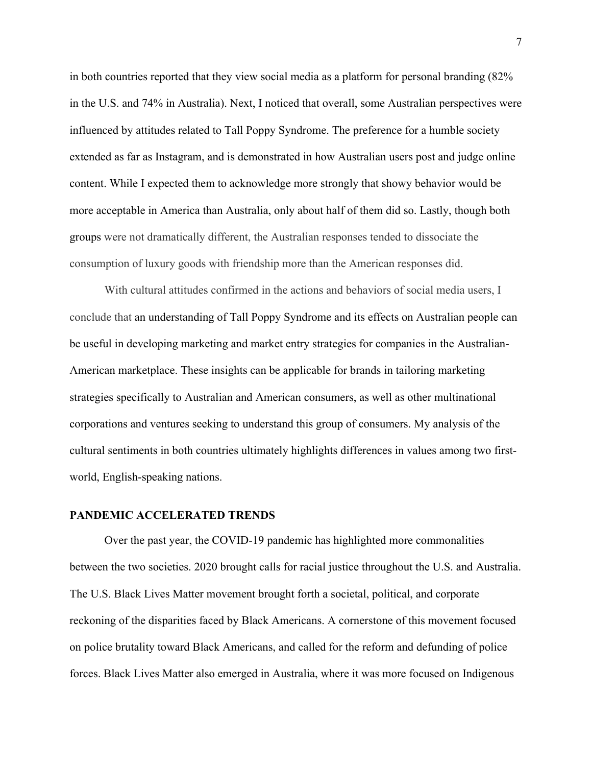in both countries reported that they view social media as a platform for personal branding (82% in the U.S. and 74% in Australia). Next, I noticed that overall, some Australian perspectives were influenced by attitudes related to Tall Poppy Syndrome. The preference for a humble society extended as far as Instagram, and is demonstrated in how Australian users post and judge online content. While I expected them to acknowledge more strongly that showy behavior would be more acceptable in America than Australia, only about half of them did so. Lastly, though both groups were not dramatically different, the Australian responses tended to dissociate the consumption of luxury goods with friendship more than the American responses did.

With cultural attitudes confirmed in the actions and behaviors of social media users, I conclude that an understanding of Tall Poppy Syndrome and its effects on Australian people can be useful in developing marketing and market entry strategies for companies in the Australian-American marketplace. These insights can be applicable for brands in tailoring marketing strategies specifically to Australian and American consumers, as well as other multinational corporations and ventures seeking to understand this group of consumers. My analysis of the cultural sentiments in both countries ultimately highlights differences in values among two first-world, English-speaking nations.

## PANDEMIC ACCELERATED TRENDS

Over the past year, the COVID-19 pandemic has highlighted more commonalities between the two societies. 2020 brought calls for racial justice throughout the U.S. and Australia. The U.S. Black Lives Matter movement brought forth a societal, political, and corporate reckoning of the disparities faced by Black Americans. A cornerstone of this movement focused on police brutality toward Black Americans, and called for the reform and defunding of police forces. Black Lives Matter also emerged in Australia, where it was more focused on Indigenous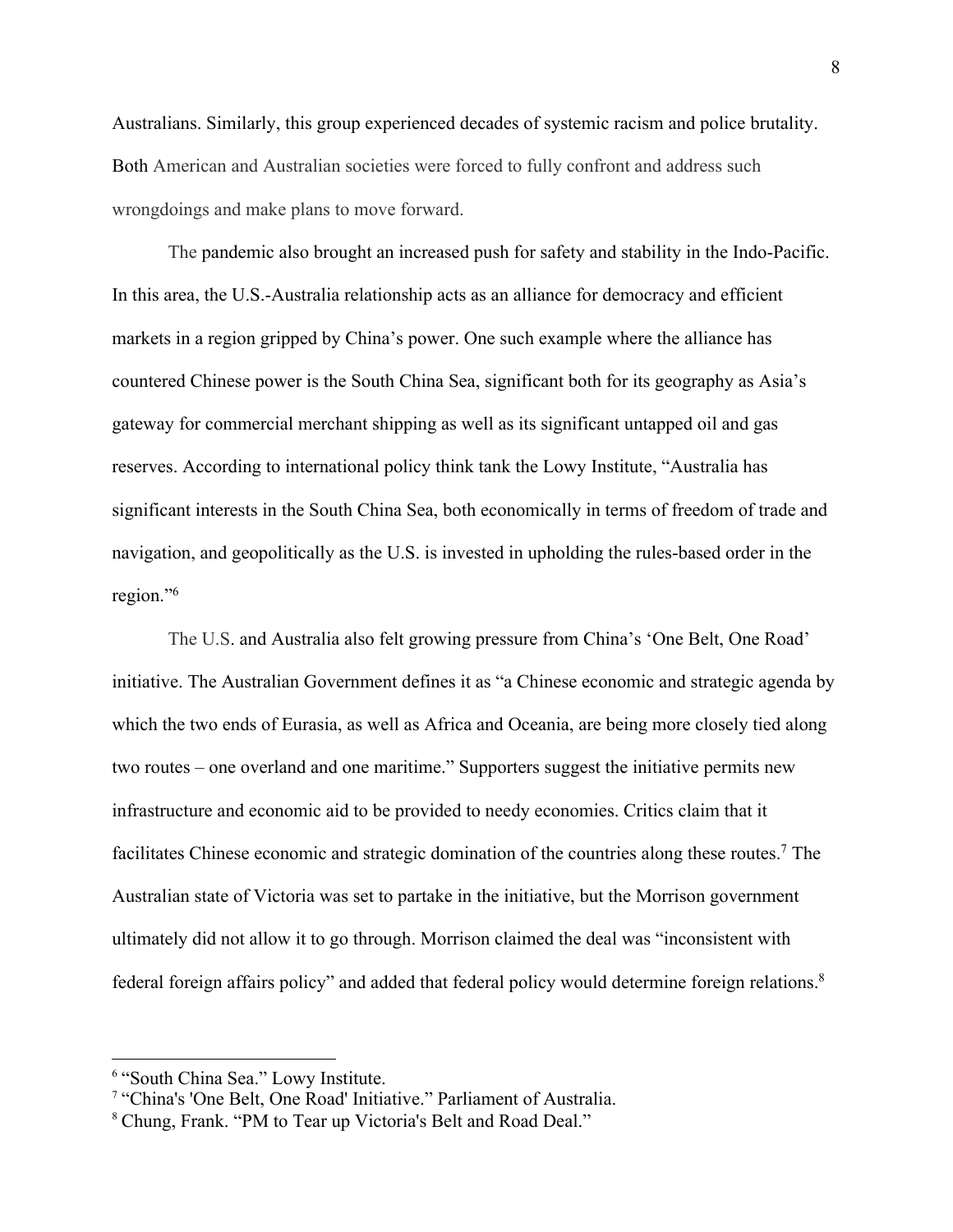Australians. Similarly, this group experienced decades of systemic racism and police brutality. Both American and Australian societies were forced to fully confront and address such wrongdoings and make plans to move forward.

The pandemic also brought an increased push for safety and stability in the Indo-Pacific. In this area, the U.S.-Australia relationship acts as an alliance for democracy and efficient markets in a region gripped by China's power. One such example where the alliance has countered Chinese power is the South China Sea, significant both for its geography as Asia's gateway for commercial merchant shipping as well as its significant untapped oil and gas reserves. According to international policy think tank the Lowy Institute, "Australia has significant interests in the South China Sea, both economically in terms of freedom of trade and navigation, and geopolitically as the U.S. is invested in upholding the rules-based order in the region."[6]

The U.S. and Australia also felt growing pressure from China's 'One Belt, One Road' initiative. The Australian Government defines it as "a Chinese economic and strategic agenda by which the two ends of Eurasia, as well as Africa and Oceania, are being more closely tied along two routes – one overland and one maritime." Supporters suggest the initiative permits new infrastructure and economic aid to be provided to needy economies. Critics claim that it facilitates Chinese economic and strategic domination of the countries along these routes.[7] The Australian state of Victoria was set to partake in the initiative, but the Morrison government ultimately did not allow it to go through. Morrison claimed the deal was "inconsistent with federal foreign affairs policy" and added that federal policy would determine foreign relations.[8]

---

[6] "South China Sea." Lowy Institute.

[7] "China's 'One Belt, One Road' Initiative." Parliament of Australia.

[8] Chung, Frank. "PM to Tear up Victoria's Belt and Road Deal."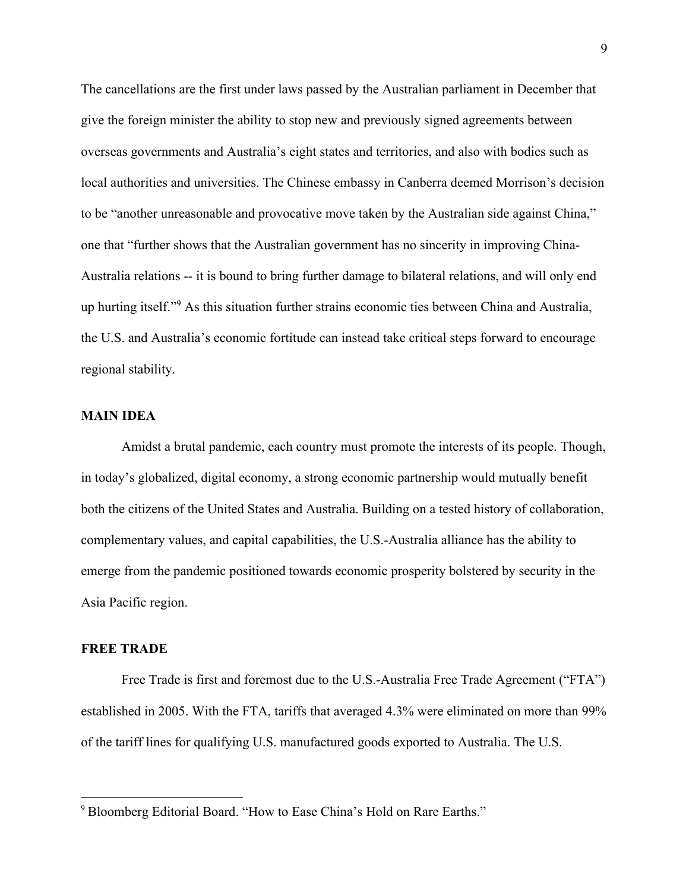The cancellations are the first under laws passed by the Australian parliament in December that give the foreign minister the ability to stop new and previously signed agreements between overseas governments and Australia's eight states and territories, and also with bodies such as local authorities and universities. The Chinese embassy in Canberra deemed Morrison's decision to be "another unreasonable and provocative move taken by the Australian side against China," one that "further shows that the Australian government has no sincerity in improving China-Australia relations -- it is bound to bring further damage to bilateral relations, and will only end up hurting itself."[9] As this situation further strains economic ties between China and Australia, the U.S. and Australia's economic fortitude can instead take critical steps forward to encourage regional stability.

**MAIN IDEA**

Amidst a brutal pandemic, each country must promote the interests of its people. Though, in today's globalized, digital economy, a strong economic partnership would mutually benefit both the citizens of the United States and Australia. Building on a tested history of collaboration, complementary values, and capital capabilities, the U.S.-Australia alliance has the ability to emerge from the pandemic positioned towards economic prosperity bolstered by security in the Asia Pacific region.

**FREE TRADE**

Free Trade is first and foremost due to the U.S.-Australia Free Trade Agreement ("FTA") established in 2005. With the FTA, tariffs that averaged 4.3% were eliminated on more than 99% of the tariff lines for qualifying U.S. manufactured goods exported to Australia. The U.S.

---

[9] Bloomberg Editorial Board. "How to Ease China's Hold on Rare Earths."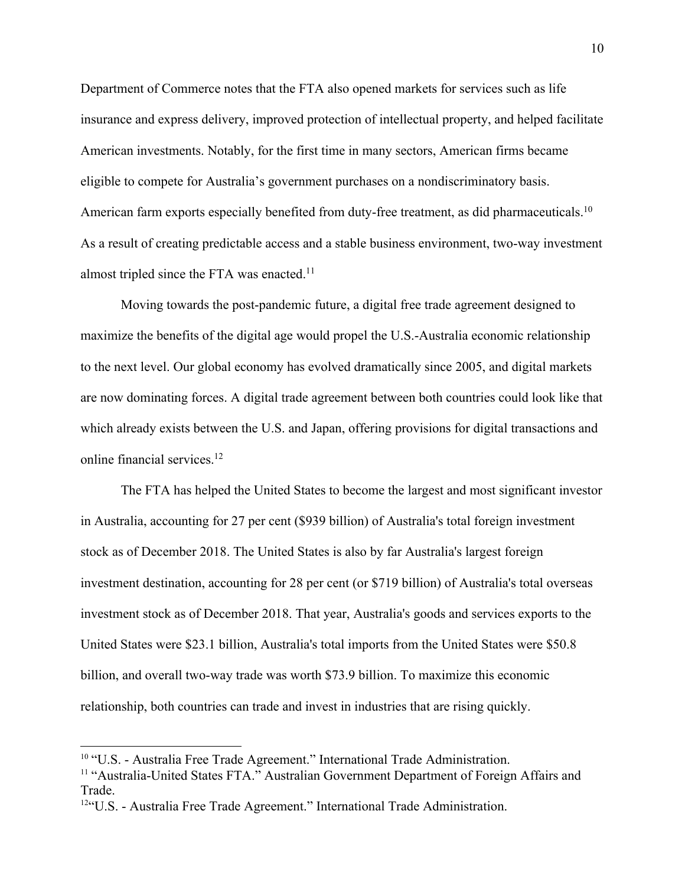Department of Commerce notes that the FTA also opened markets for services such as life insurance and express delivery, improved protection of intellectual property, and helped facilitate American investments. Notably, for the first time in many sectors, American firms became eligible to compete for Australia's government purchases on a nondiscriminatory basis. American farm exports especially benefited from duty-free treatment, as did pharmaceuticals.[10] As a result of creating predictable access and a stable business environment, two-way investment almost tripled since the FTA was enacted.[11]

Moving towards the post-pandemic future, a digital free trade agreement designed to maximize the benefits of the digital age would propel the U.S.-Australia economic relationship to the next level. Our global economy has evolved dramatically since 2005, and digital markets are now dominating forces. A digital trade agreement between both countries could look like that which already exists between the U.S. and Japan, offering provisions for digital transactions and online financial services.[12]

The FTA has helped the United States to become the largest and most significant investor in Australia, accounting for 27 per cent ($939 billion) of Australia's total foreign investment stock as of December 2018. The United States is also by far Australia's largest foreign investment destination, accounting for 28 per cent (or $719 billion) of Australia's total overseas investment stock as of December 2018. That year, Australia's goods and services exports to the United States were $23.1 billion, Australia's total imports from the United States were $50.8 billion, and overall two-way trade was worth $73.9 billion. To maximize this economic relationship, both countries can trade and invest in industries that are rising quickly.

---

[10] "U.S. - Australia Free Trade Agreement." International Trade Administration.

[11] "Australia-United States FTA." Australian Government Department of Foreign Affairs and Trade.

[12] "U.S. - Australia Free Trade Agreement." International Trade Administration.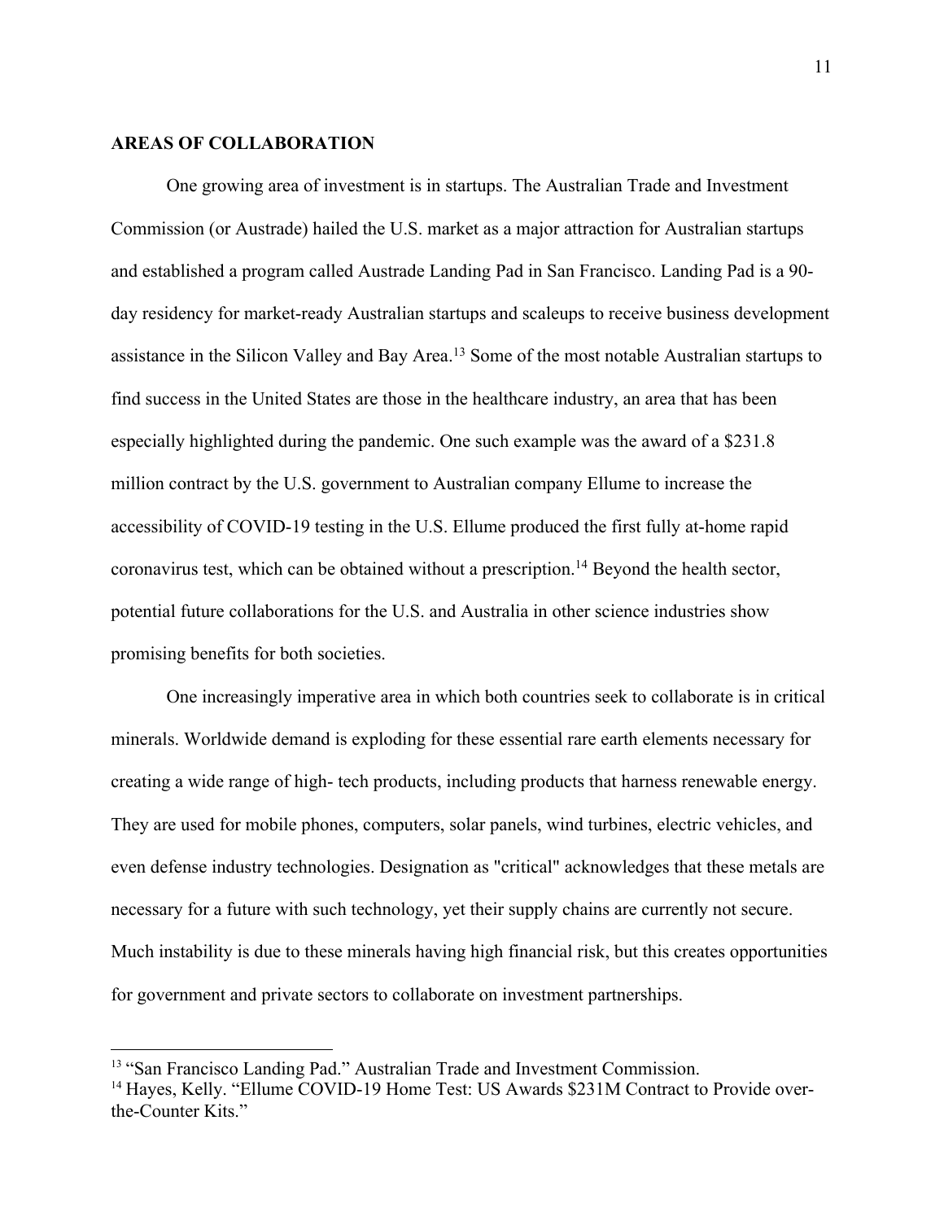## AREAS OF COLLABORATION

One growing area of investment is in startups. The Australian Trade and Investment Commission (or Austrade) hailed the U.S. market as a major attraction for Australian startups and established a program called Austrade Landing Pad in San Francisco. Landing Pad is a 90-day residency for market-ready Australian startups and scaleups to receive business development assistance in the Silicon Valley and Bay Area.[13] Some of the most notable Australian startups to find success in the United States are those in the healthcare industry, an area that has been especially highlighted during the pandemic. One such example was the award of a $231.8 million contract by the U.S. government to Australian company Ellume to increase the accessibility of COVID-19 testing in the U.S. Ellume produced the first fully at-home rapid coronavirus test, which can be obtained without a prescription.[14] Beyond the health sector, potential future collaborations for the U.S. and Australia in other science industries show promising benefits for both societies.

One increasingly imperative area in which both countries seek to collaborate is in critical minerals. Worldwide demand is exploding for these essential rare earth elements necessary for creating a wide range of high- tech products, including products that harness renewable energy. They are used for mobile phones, computers, solar panels, wind turbines, electric vehicles, and even defense industry technologies. Designation as "critical" acknowledges that these metals are necessary for a future with such technology, yet their supply chains are currently not secure. Much instability is due to these minerals having high financial risk, but this creates opportunities for government and private sectors to collaborate on investment partnerships.

---

[13] "San Francisco Landing Pad." Australian Trade and Investment Commission.

[14] Hayes, Kelly. "Ellume COVID-19 Home Test: US Awards $231M Contract to Provide over-the-Counter Kits."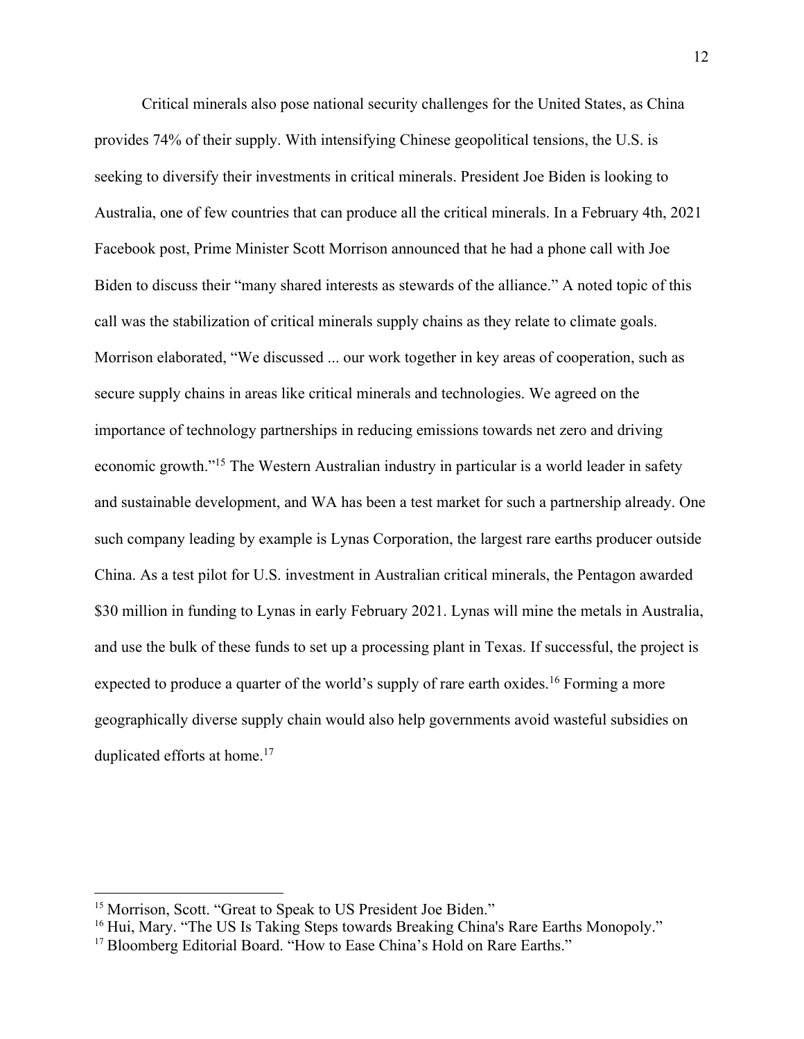Critical minerals also pose national security challenges for the United States, as China provides 74% of their supply. With intensifying Chinese geopolitical tensions, the U.S. is seeking to diversify their investments in critical minerals. President Joe Biden is looking to Australia, one of few countries that can produce all the critical minerals. In a February 4th, 2021 Facebook post, Prime Minister Scott Morrison announced that he had a phone call with Joe Biden to discuss their "many shared interests as stewards of the alliance." A noted topic of this call was the stabilization of critical minerals supply chains as they relate to climate goals. Morrison elaborated, "We discussed ... our work together in key areas of cooperation, such as secure supply chains in areas like critical minerals and technologies. We agreed on the importance of technology partnerships in reducing emissions towards net zero and driving economic growth."[15] The Western Australian industry in particular is a world leader in safety and sustainable development, and WA has been a test market for such a partnership already. One such company leading by example is Lynas Corporation, the largest rare earths producer outside China. As a test pilot for U.S. investment in Australian critical minerals, the Pentagon awarded $30 million in funding to Lynas in early February 2021. Lynas will mine the metals in Australia, and use the bulk of these funds to set up a processing plant in Texas. If successful, the project is expected to produce a quarter of the world's supply of rare earth oxides.[16] Forming a more geographically diverse supply chain would also help governments avoid wasteful subsidies on duplicated efforts at home.[17]

---

[15] Morrison, Scott. "Great to Speak to US President Joe Biden."

[16] Hui, Mary. "The US Is Taking Steps towards Breaking China's Rare Earths Monopoly."

[17] Bloomberg Editorial Board. "How to Ease China's Hold on Rare Earths."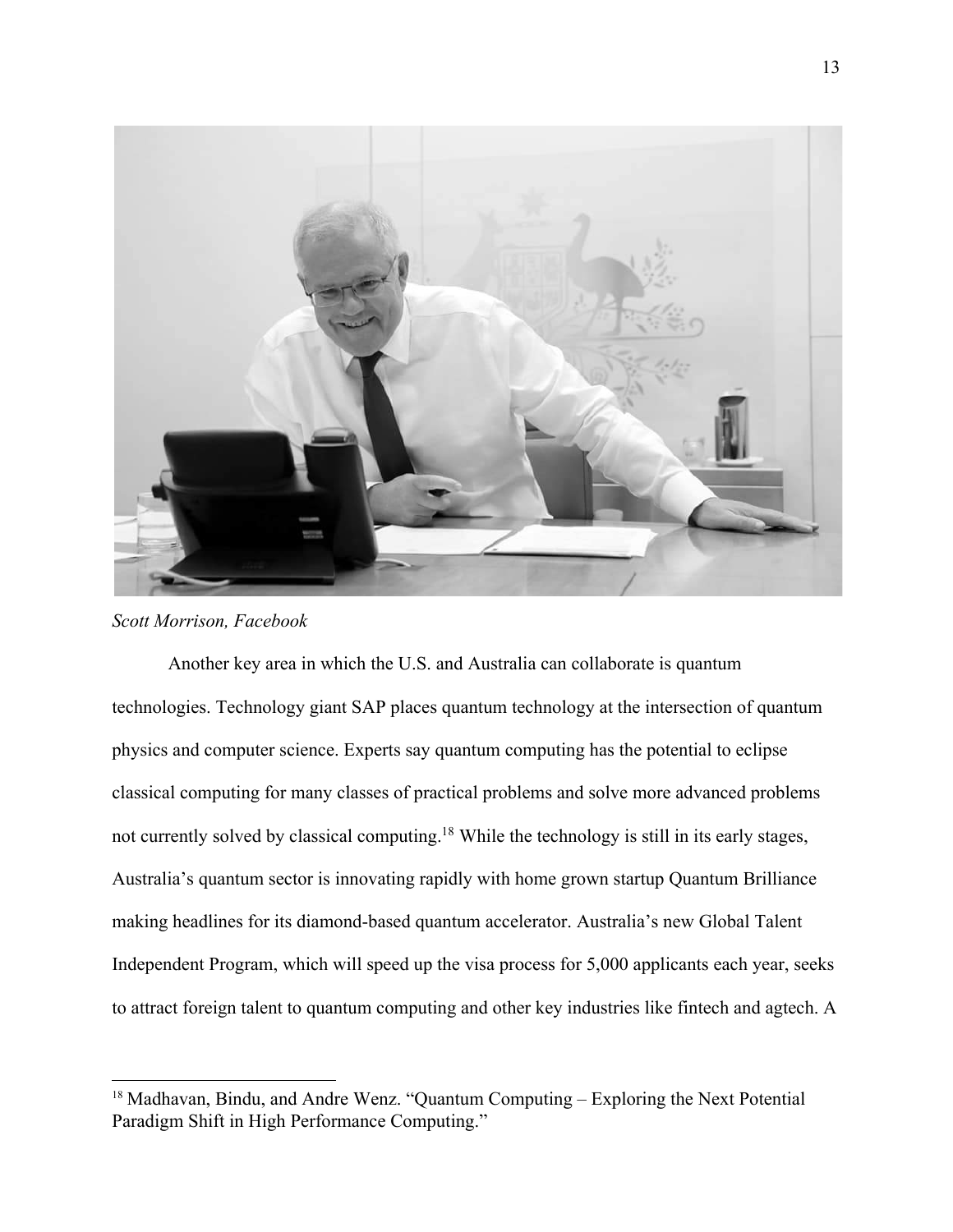*Scott Morrison, Facebook*

Another key area in which the U.S. and Australia can collaborate is quantum technologies. Technology giant SAP places quantum technology at the intersection of quantum physics and computer science. Experts say quantum computing has the potential to eclipse classical computing for many classes of practical problems and solve more advanced problems not currently solved by classical computing.[18] While the technology is still in its early stages, Australia's quantum sector is innovating rapidly with home grown startup Quantum Brilliance making headlines for its diamond-based quantum accelerator. Australia's new Global Talent Independent Program, which will speed up the visa process for 5,000 applicants each year, seeks to attract foreign talent to quantum computing and other key industries like fintech and agtech. A

[18] Madhavan, Bindu, and Andre Wenz. "Quantum Computing – Exploring the Next Potential Paradigm Shift in High Performance Computing."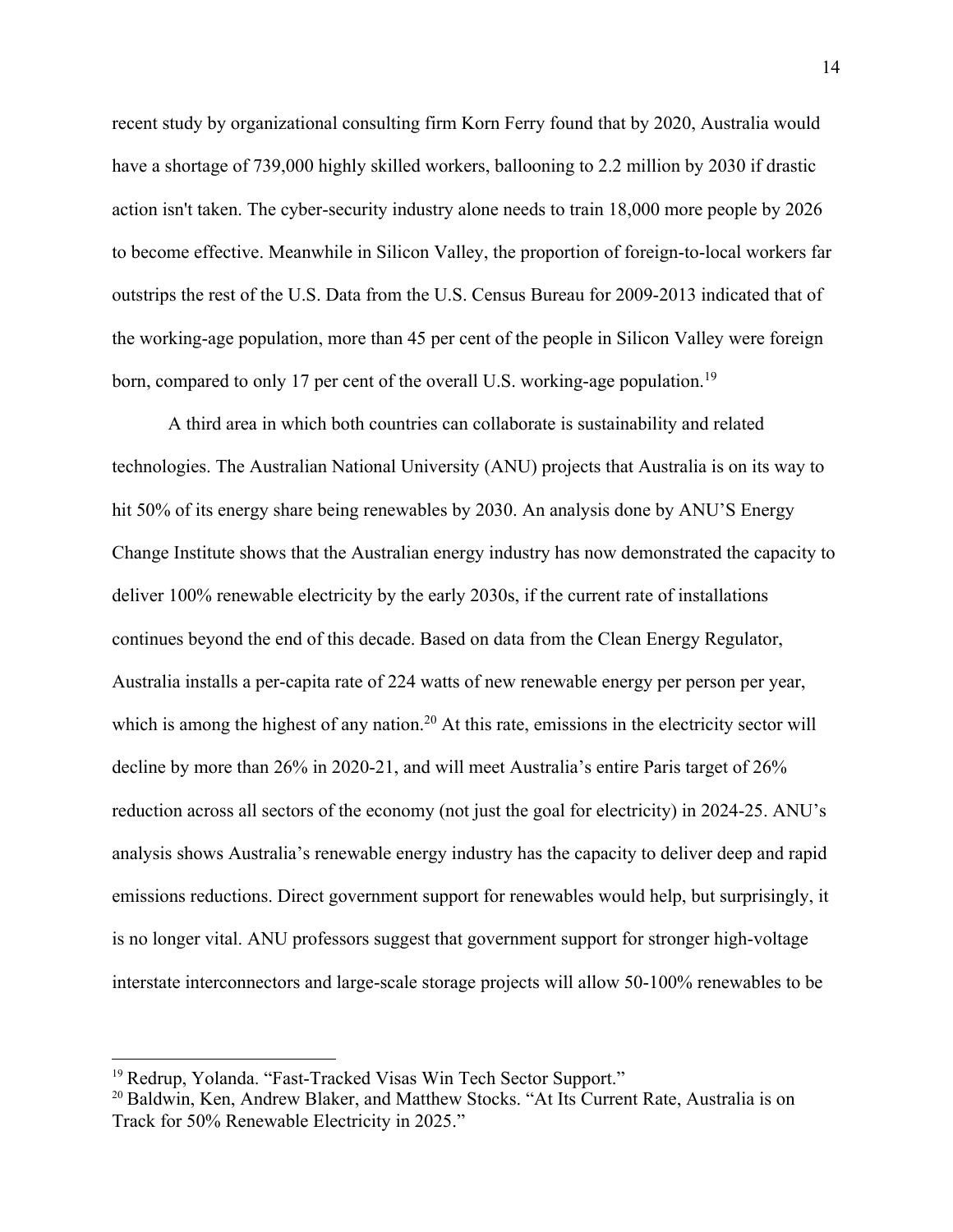recent study by organizational consulting firm Korn Ferry found that by 2020, Australia would have a shortage of 739,000 highly skilled workers, ballooning to 2.2 million by 2030 if drastic action isn't taken. The cyber-security industry alone needs to train 18,000 more people by 2026 to become effective. Meanwhile in Silicon Valley, the proportion of foreign-to-local workers far outstrips the rest of the U.S. Data from the U.S. Census Bureau for 2009-2013 indicated that of the working-age population, more than 45 per cent of the people in Silicon Valley were foreign born, compared to only 17 per cent of the overall U.S. working-age population.[19]

A third area in which both countries can collaborate is sustainability and related technologies. The Australian National University (ANU) projects that Australia is on its way to hit 50% of its energy share being renewables by 2030. An analysis done by ANU'S Energy Change Institute shows that the Australian energy industry has now demonstrated the capacity to deliver 100% renewable electricity by the early 2030s, if the current rate of installations continues beyond the end of this decade. Based on data from the Clean Energy Regulator, Australia installs a per-capita rate of 224 watts of new renewable energy per person per year, which is among the highest of any nation.[20] At this rate, emissions in the electricity sector will decline by more than 26% in 2020-21, and will meet Australia's entire Paris target of 26% reduction across all sectors of the economy (not just the goal for electricity) in 2024-25. ANU's analysis shows Australia's renewable energy industry has the capacity to deliver deep and rapid emissions reductions. Direct government support for renewables would help, but surprisingly, it is no longer vital. ANU professors suggest that government support for stronger high-voltage interstate interconnectors and large-scale storage projects will allow 50-100% renewables to be

---

[19] Redrup, Yolanda. "Fast-Tracked Visas Win Tech Sector Support."

[20] Baldwin, Ken, Andrew Blaker, and Matthew Stocks. "At Its Current Rate, Australia is on Track for 50% Renewable Electricity in 2025."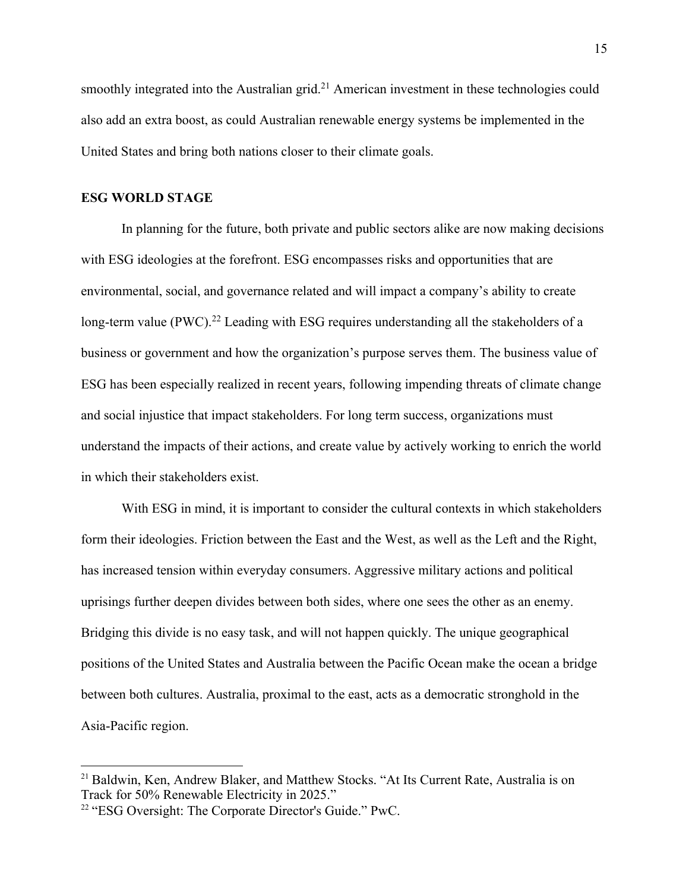smoothly integrated into the Australian grid.[21] American investment in these technologies could also add an extra boost, as could Australian renewable energy systems be implemented in the United States and bring both nations closer to their climate goals.

## ESG WORLD STAGE

In planning for the future, both private and public sectors alike are now making decisions with ESG ideologies at the forefront. ESG encompasses risks and opportunities that are environmental, social, and governance related and will impact a company's ability to create long-term value (PWC).[22] Leading with ESG requires understanding all the stakeholders of a business or government and how the organization's purpose serves them. The business value of ESG has been especially realized in recent years, following impending threats of climate change and social injustice that impact stakeholders. For long term success, organizations must understand the impacts of their actions, and create value by actively working to enrich the world in which their stakeholders exist.

With ESG in mind, it is important to consider the cultural contexts in which stakeholders form their ideologies. Friction between the East and the West, as well as the Left and the Right, has increased tension within everyday consumers. Aggressive military actions and political uprisings further deepen divides between both sides, where one sees the other as an enemy. Bridging this divide is no easy task, and will not happen quickly. The unique geographical positions of the United States and Australia between the Pacific Ocean make the ocean a bridge between both cultures. Australia, proximal to the east, acts as a democratic stronghold in the Asia-Pacific region.

---

[21] Baldwin, Ken, Andrew Blaker, and Matthew Stocks. "At Its Current Rate, Australia is on Track for 50% Renewable Electricity in 2025."

[22] "ESG Oversight: The Corporate Director's Guide." PwC.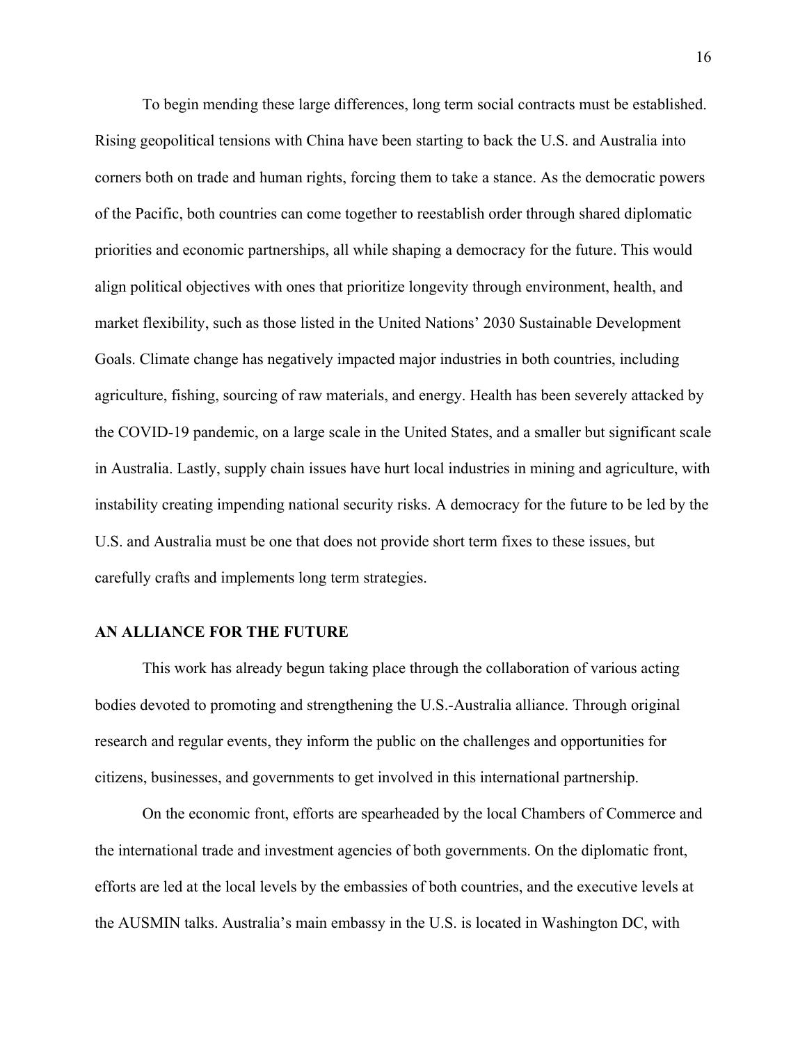To begin mending these large differences, long term social contracts must be established. Rising geopolitical tensions with China have been starting to back the U.S. and Australia into corners both on trade and human rights, forcing them to take a stance. As the democratic powers of the Pacific, both countries can come together to reestablish order through shared diplomatic priorities and economic partnerships, all while shaping a democracy for the future. This would align political objectives with ones that prioritize longevity through environment, health, and market flexibility, such as those listed in the United Nations' 2030 Sustainable Development Goals. Climate change has negatively impacted major industries in both countries, including agriculture, fishing, sourcing of raw materials, and energy. Health has been severely attacked by the COVID-19 pandemic, on a large scale in the United States, and a smaller but significant scale in Australia. Lastly, supply chain issues have hurt local industries in mining and agriculture, with instability creating impending national security risks. A democracy for the future to be led by the U.S. and Australia must be one that does not provide short term fixes to these issues, but carefully crafts and implements long term strategies.

**AN ALLIANCE FOR THE FUTURE**

This work has already begun taking place through the collaboration of various acting bodies devoted to promoting and strengthening the U.S.-Australia alliance. Through original research and regular events, they inform the public on the challenges and opportunities for citizens, businesses, and governments to get involved in this international partnership.

On the economic front, efforts are spearheaded by the local Chambers of Commerce and the international trade and investment agencies of both governments. On the diplomatic front, efforts are led at the local levels by the embassies of both countries, and the executive levels at the AUSMIN talks. Australia's main embassy in the U.S. is located in Washington DC, with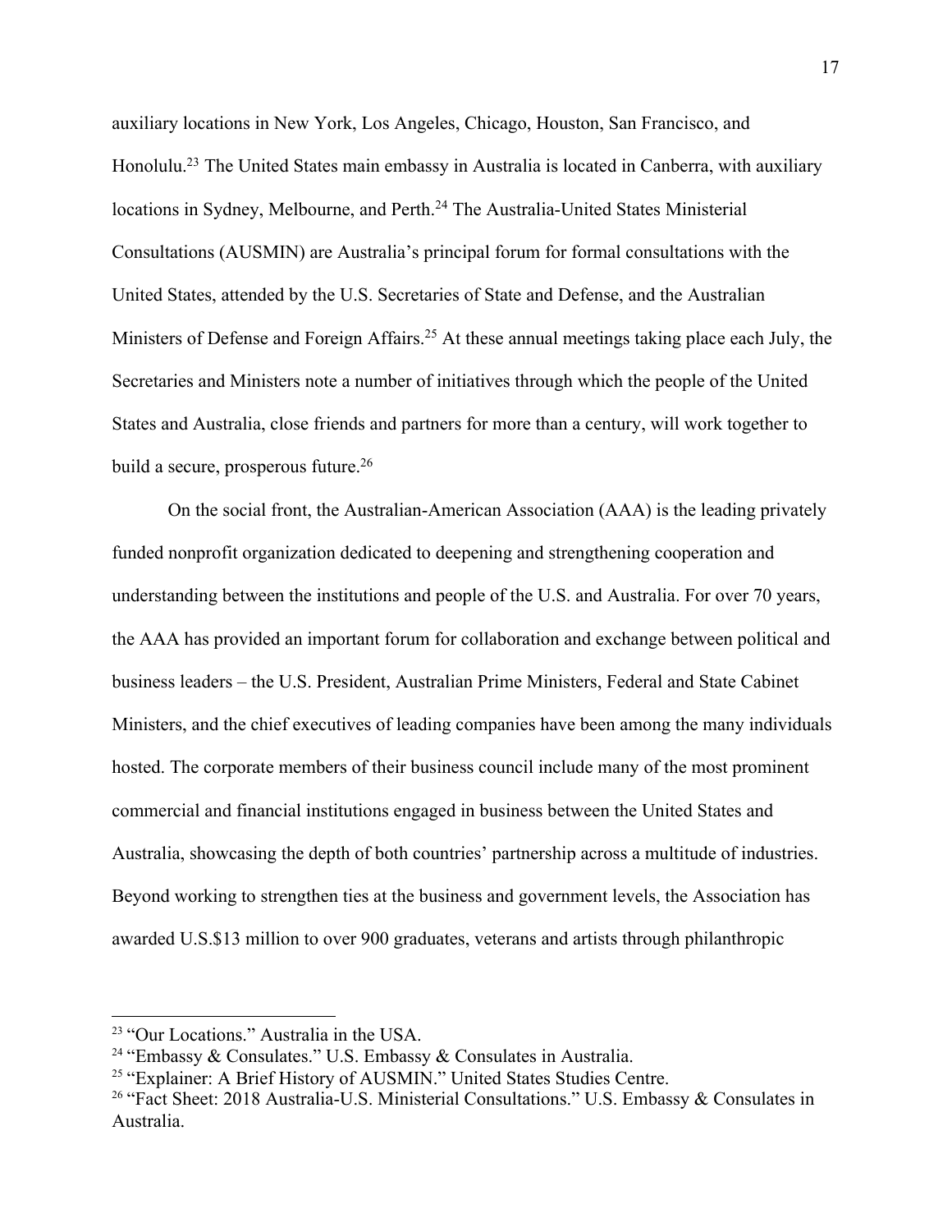auxiliary locations in New York, Los Angeles, Chicago, Houston, San Francisco, and Honolulu.[23] The United States main embassy in Australia is located in Canberra, with auxiliary locations in Sydney, Melbourne, and Perth.[24] The Australia-United States Ministerial Consultations (AUSMIN) are Australia's principal forum for formal consultations with the United States, attended by the U.S. Secretaries of State and Defense, and the Australian Ministers of Defense and Foreign Affairs.[25] At these annual meetings taking place each July, the Secretaries and Ministers note a number of initiatives through which the people of the United States and Australia, close friends and partners for more than a century, will work together to build a secure, prosperous future.[26]

On the social front, the Australian-American Association (AAA) is the leading privately funded nonprofit organization dedicated to deepening and strengthening cooperation and understanding between the institutions and people of the U.S. and Australia. For over 70 years, the AAA has provided an important forum for collaboration and exchange between political and business leaders – the U.S. President, Australian Prime Ministers, Federal and State Cabinet Ministers, and the chief executives of leading companies have been among the many individuals hosted. The corporate members of their business council include many of the most prominent commercial and financial institutions engaged in business between the United States and Australia, showcasing the depth of both countries' partnership across a multitude of industries. Beyond working to strengthen ties at the business and government levels, the Association has awarded U.S.$13 million to over 900 graduates, veterans and artists through philanthropic

---

[23] "Our Locations." Australia in the USA.

[24] "Embassy & Consulates." U.S. Embassy & Consulates in Australia.

[25] "Explainer: A Brief History of AUSMIN." United States Studies Centre.

[26] "Fact Sheet: 2018 Australia-U.S. Ministerial Consultations." U.S. Embassy & Consulates in Australia.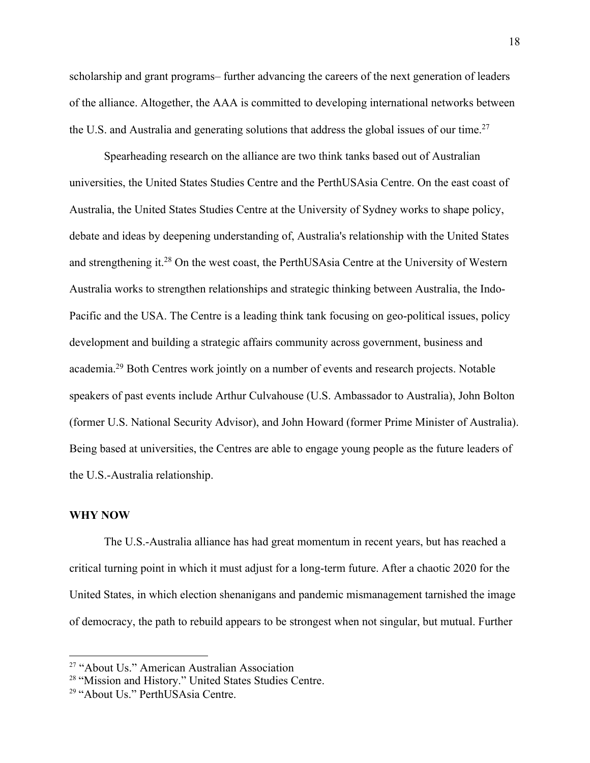scholarship and grant programs– further advancing the careers of the next generation of leaders of the alliance. Altogether, the AAA is committed to developing international networks between the U.S. and Australia and generating solutions that address the global issues of our time.[27]

Spearheading research on the alliance are two think tanks based out of Australian universities, the United States Studies Centre and the PerthUSAsia Centre. On the east coast of Australia, the United States Studies Centre at the University of Sydney works to shape policy, debate and ideas by deepening understanding of, Australia's relationship with the United States and strengthening it.[28] On the west coast, the PerthUSAsia Centre at the University of Western Australia works to strengthen relationships and strategic thinking between Australia, the Indo-Pacific and the USA. The Centre is a leading think tank focusing on geo-political issues, policy development and building a strategic affairs community across government, business and academia.[29] Both Centres work jointly on a number of events and research projects. Notable speakers of past events include Arthur Culvahouse (U.S. Ambassador to Australia), John Bolton (former U.S. National Security Advisor), and John Howard (former Prime Minister of Australia). Being based at universities, the Centres are able to engage young people as the future leaders of the U.S.-Australia relationship.

**WHY NOW**

The U.S.-Australia alliance has had great momentum in recent years, but has reached a critical turning point in which it must adjust for a long-term future. After a chaotic 2020 for the United States, in which election shenanigans and pandemic mismanagement tarnished the image of democracy, the path to rebuild appears to be strongest when not singular, but mutual. Further

[27] "About Us." American Australian Association
[28] "Mission and History." United States Studies Centre.
[29] "About Us." PerthUSAsia Centre.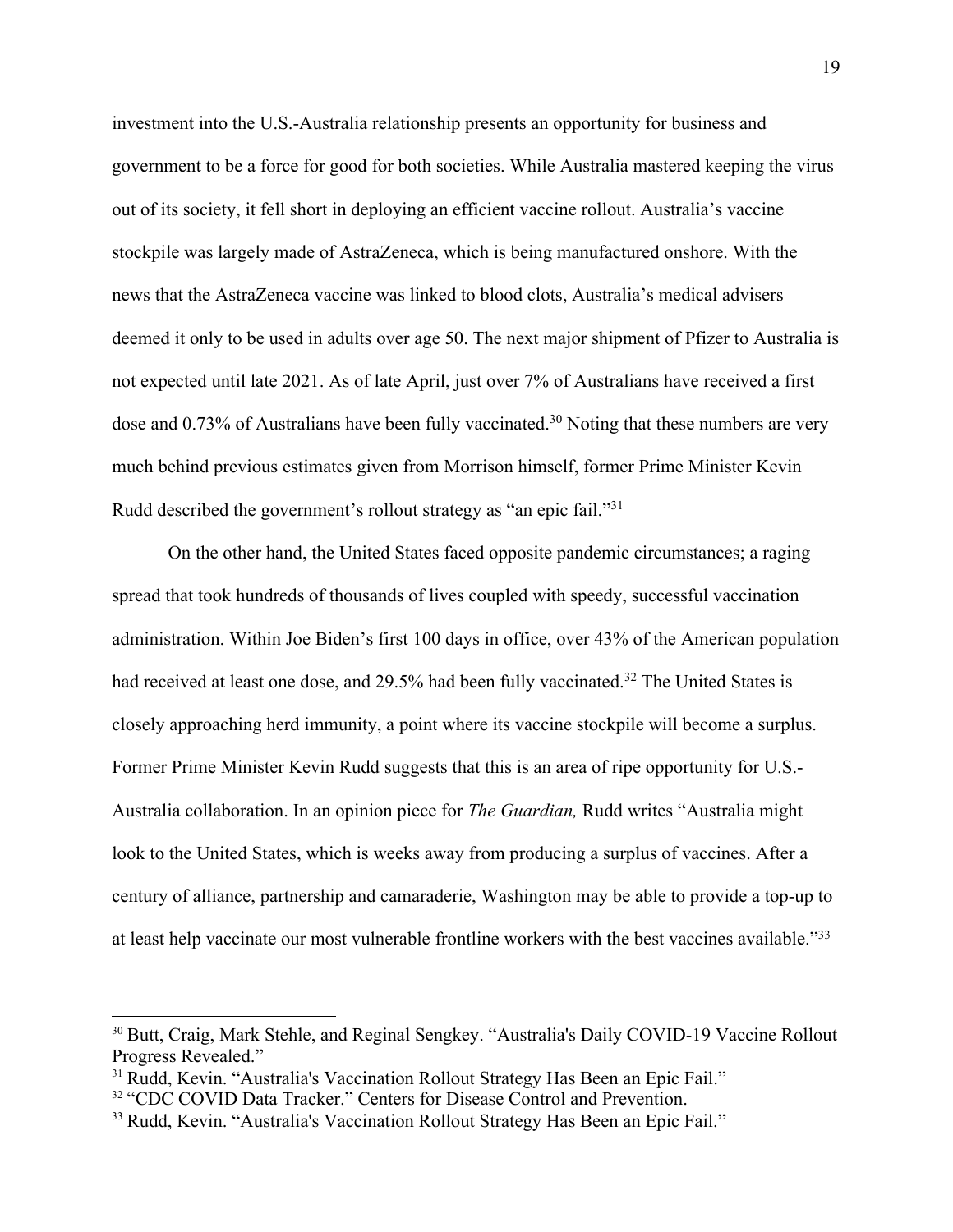investment into the U.S.-Australia relationship presents an opportunity for business and government to be a force for good for both societies. While Australia mastered keeping the virus out of its society, it fell short in deploying an efficient vaccine rollout. Australia's vaccine stockpile was largely made of AstraZeneca, which is being manufactured onshore. With the news that the AstraZeneca vaccine was linked to blood clots, Australia's medical advisers deemed it only to be used in adults over age 50. The next major shipment of Pfizer to Australia is not expected until late 2021. As of late April, just over 7% of Australians have received a first dose and 0.73% of Australians have been fully vaccinated.[30] Noting that these numbers are very much behind previous estimates given from Morrison himself, former Prime Minister Kevin Rudd described the government's rollout strategy as "an epic fail."[31]

On the other hand, the United States faced opposite pandemic circumstances; a raging spread that took hundreds of thousands of lives coupled with speedy, successful vaccination administration. Within Joe Biden's first 100 days in office, over 43% of the American population had received at least one dose, and 29.5% had been fully vaccinated.[32] The United States is closely approaching herd immunity, a point where its vaccine stockpile will become a surplus. Former Prime Minister Kevin Rudd suggests that this is an area of ripe opportunity for U.S.-Australia collaboration. In an opinion piece for *The Guardian,* Rudd writes "Australia might look to the United States, which is weeks away from producing a surplus of vaccines. After a century of alliance, partnership and camaraderie, Washington may be able to provide a top-up to at least help vaccinate our most vulnerable frontline workers with the best vaccines available."[33]

---

[30] Butt, Craig, Mark Stehle, and Reginal Sengkey. "Australia's Daily COVID-19 Vaccine Rollout Progress Revealed."

[31] Rudd, Kevin. "Australia's Vaccination Rollout Strategy Has Been an Epic Fail."

[32] "CDC COVID Data Tracker." Centers for Disease Control and Prevention.

[33] Rudd, Kevin. "Australia's Vaccination Rollout Strategy Has Been an Epic Fail."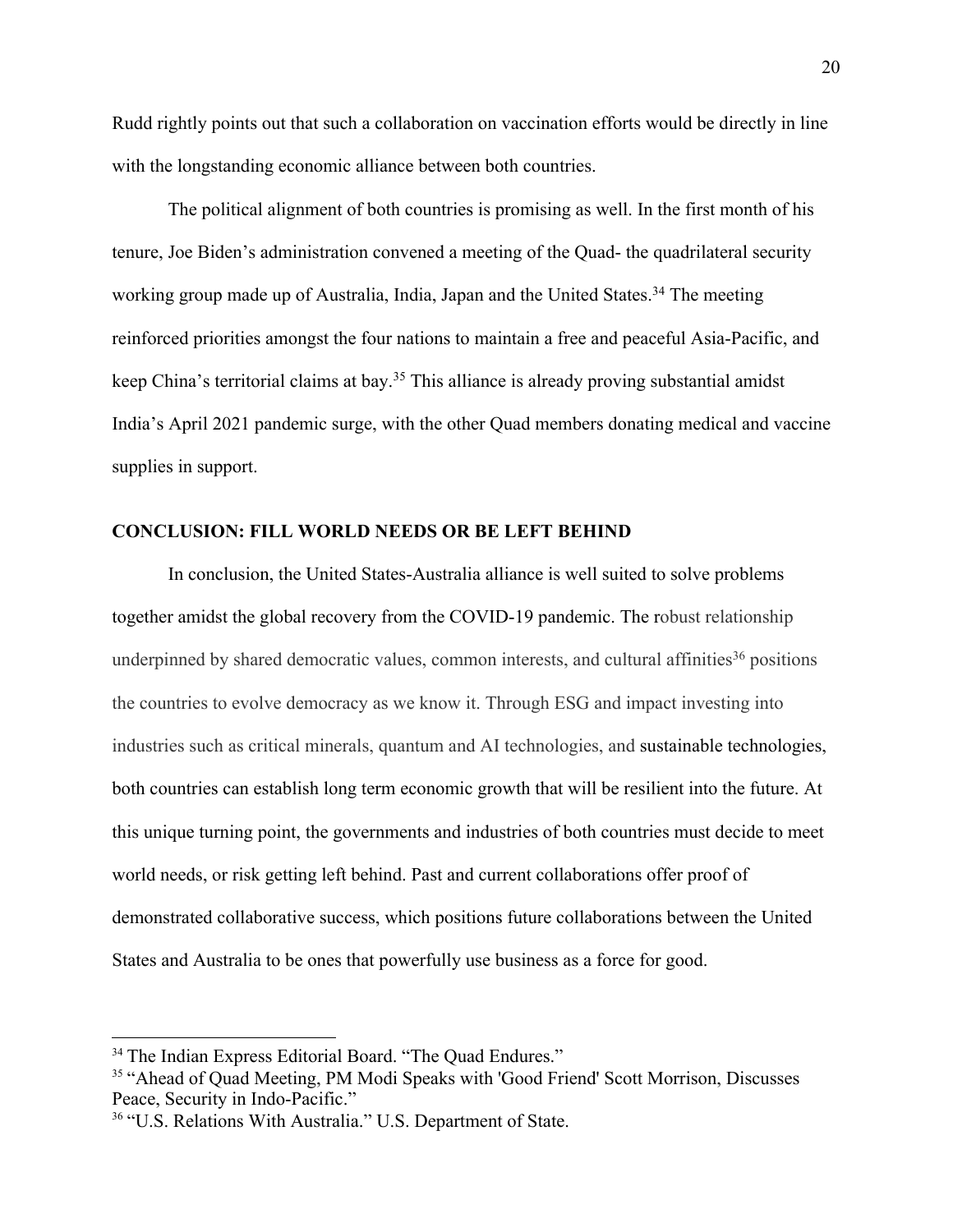Rudd rightly points out that such a collaboration on vaccination efforts would be directly in line with the longstanding economic alliance between both countries.

The political alignment of both countries is promising as well. In the first month of his tenure, Joe Biden's administration convened a meeting of the Quad- the quadrilateral security working group made up of Australia, India, Japan and the United States.[34] The meeting reinforced priorities amongst the four nations to maintain a free and peaceful Asia-Pacific, and keep China's territorial claims at bay.[35] This alliance is already proving substantial amidst India's April 2021 pandemic surge, with the other Quad members donating medical and vaccine supplies in support.

## CONCLUSION: FILL WORLD NEEDS OR BE LEFT BEHIND

In conclusion, the United States-Australia alliance is well suited to solve problems together amidst the global recovery from the COVID-19 pandemic. The robust relationship underpinned by shared democratic values, common interests, and cultural affinities[36] positions the countries to evolve democracy as we know it. Through ESG and impact investing into industries such as critical minerals, quantum and AI technologies, and sustainable technologies, both countries can establish long term economic growth that will be resilient into the future. At this unique turning point, the governments and industries of both countries must decide to meet world needs, or risk getting left behind. Past and current collaborations offer proof of demonstrated collaborative success, which positions future collaborations between the United States and Australia to be ones that powerfully use business as a force for good.

---

[34] The Indian Express Editorial Board. "The Quad Endures."

[35] "Ahead of Quad Meeting, PM Modi Speaks with 'Good Friend' Scott Morrison, Discusses Peace, Security in Indo-Pacific."

[36] "U.S. Relations With Australia." U.S. Department of State.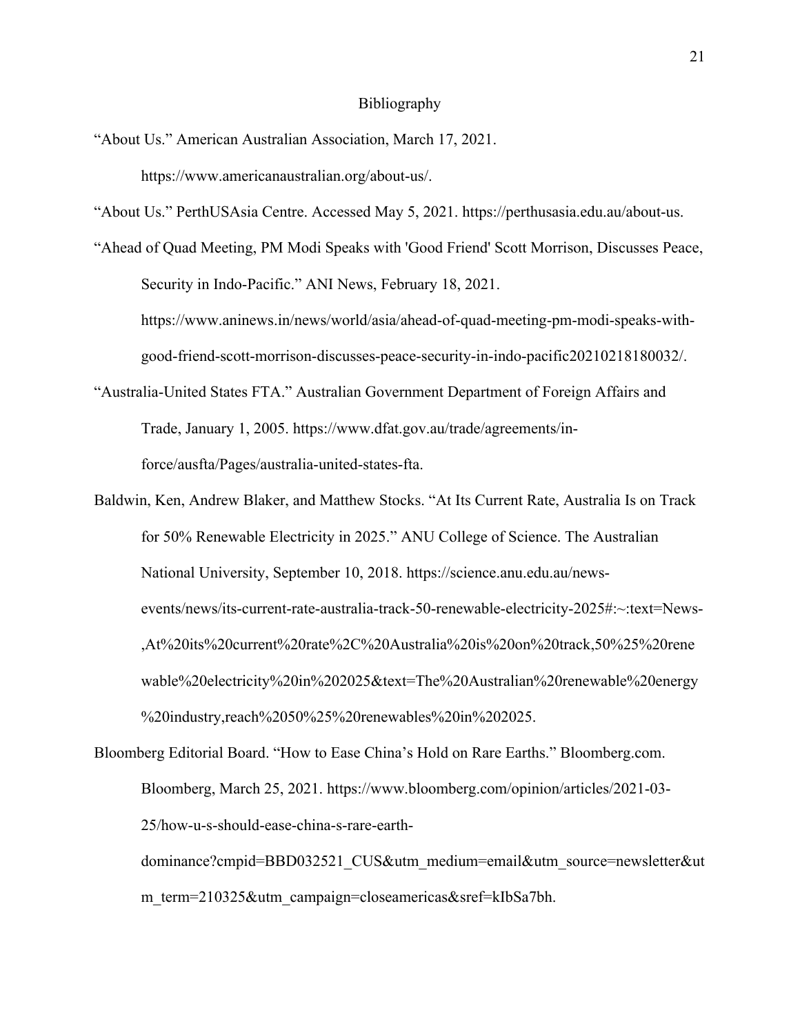# Bibliography

"About Us." American Australian Association, March 17, 2021. https://www.americanaustralian.org/about-us/.

"About Us." PerthUSAsia Centre. Accessed May 5, 2021. https://perthusasia.edu.au/about-us.

"Ahead of Quad Meeting, PM Modi Speaks with 'Good Friend' Scott Morrison, Discusses Peace, Security in Indo-Pacific." ANI News, February 18, 2021. https://www.aninews.in/news/world/asia/ahead-of-quad-meeting-pm-modi-speaks-with-good-friend-scott-morrison-discusses-peace-security-in-indo-pacific20210218180032/.

"Australia-United States FTA." Australian Government Department of Foreign Affairs and Trade, January 1, 2005. https://www.dfat.gov.au/trade/agreements/in-force/ausfta/Pages/australia-united-states-fta.

Baldwin, Ken, Andrew Blaker, and Matthew Stocks. "At Its Current Rate, Australia Is on Track for 50% Renewable Electricity in 2025." ANU College of Science. The Australian National University, September 10, 2018. https://science.anu.edu.au/news-events/news/its-current-rate-australia-track-50-renewable-electricity-2025#:~:text=News-,At%20its%20current%20rate%2C%20Australia%20is%20on%20track,50%25%20renewable%20electricity%20in%202025&text=The%20Australian%20renewable%20energy%20industry,reach%2050%25%20renewables%20in%202025.

Bloomberg Editorial Board. "How to Ease China's Hold on Rare Earths." Bloomberg.com. Bloomberg, March 25, 2021. https://www.bloomberg.com/opinion/articles/2021-03-25/how-u-s-should-ease-china-s-rare-earth-dominance?cmpid=BBD032521_CUS&utm_medium=email&utm_source=newsletter&utm_term=210325&utm_campaign=closeamericas&sref=kIbSa7bh.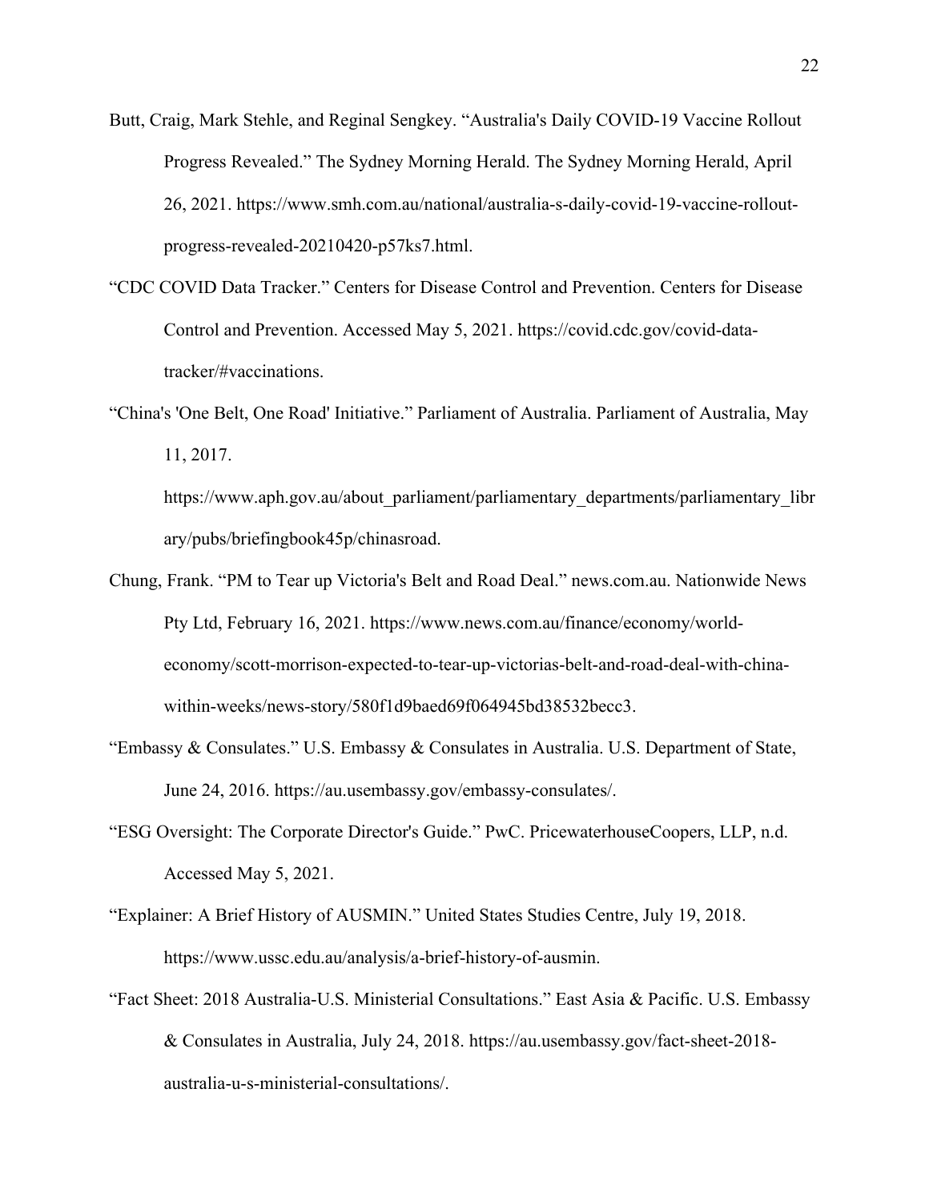Butt, Craig, Mark Stehle, and Reginal Sengkey. "Australia's Daily COVID-19 Vaccine Rollout Progress Revealed." The Sydney Morning Herald. The Sydney Morning Herald, April 26, 2021. https://www.smh.com.au/national/australia-s-daily-covid-19-vaccine-rollout-progress-revealed-20210420-p57ks7.html.

"CDC COVID Data Tracker." Centers for Disease Control and Prevention. Centers for Disease Control and Prevention. Accessed May 5, 2021. https://covid.cdc.gov/covid-data-tracker/#vaccinations.

"China's 'One Belt, One Road' Initiative." Parliament of Australia. Parliament of Australia, May 11, 2017. https://www.aph.gov.au/about_parliament/parliamentary_departments/parliamentary_library/pubs/briefingbook45p/chinasroad.

Chung, Frank. "PM to Tear up Victoria's Belt and Road Deal." news.com.au. Nationwide News Pty Ltd, February 16, 2021. https://www.news.com.au/finance/economy/world-economy/scott-morrison-expected-to-tear-up-victorias-belt-and-road-deal-with-china-within-weeks/news-story/580f1d9baed69f064945bd38532becc3.

"Embassy & Consulates." U.S. Embassy & Consulates in Australia. U.S. Department of State, June 24, 2016. https://au.usembassy.gov/embassy-consulates/.

"ESG Oversight: The Corporate Director's Guide." PwC. PricewaterhouseCoopers, LLP, n.d. Accessed May 5, 2021.

"Explainer: A Brief History of AUSMIN." United States Studies Centre, July 19, 2018. https://www.ussc.edu.au/analysis/a-brief-history-of-ausmin.

"Fact Sheet: 2018 Australia-U.S. Ministerial Consultations." East Asia & Pacific. U.S. Embassy & Consulates in Australia, July 24, 2018. https://au.usembassy.gov/fact-sheet-2018-australia-u-s-ministerial-consultations/.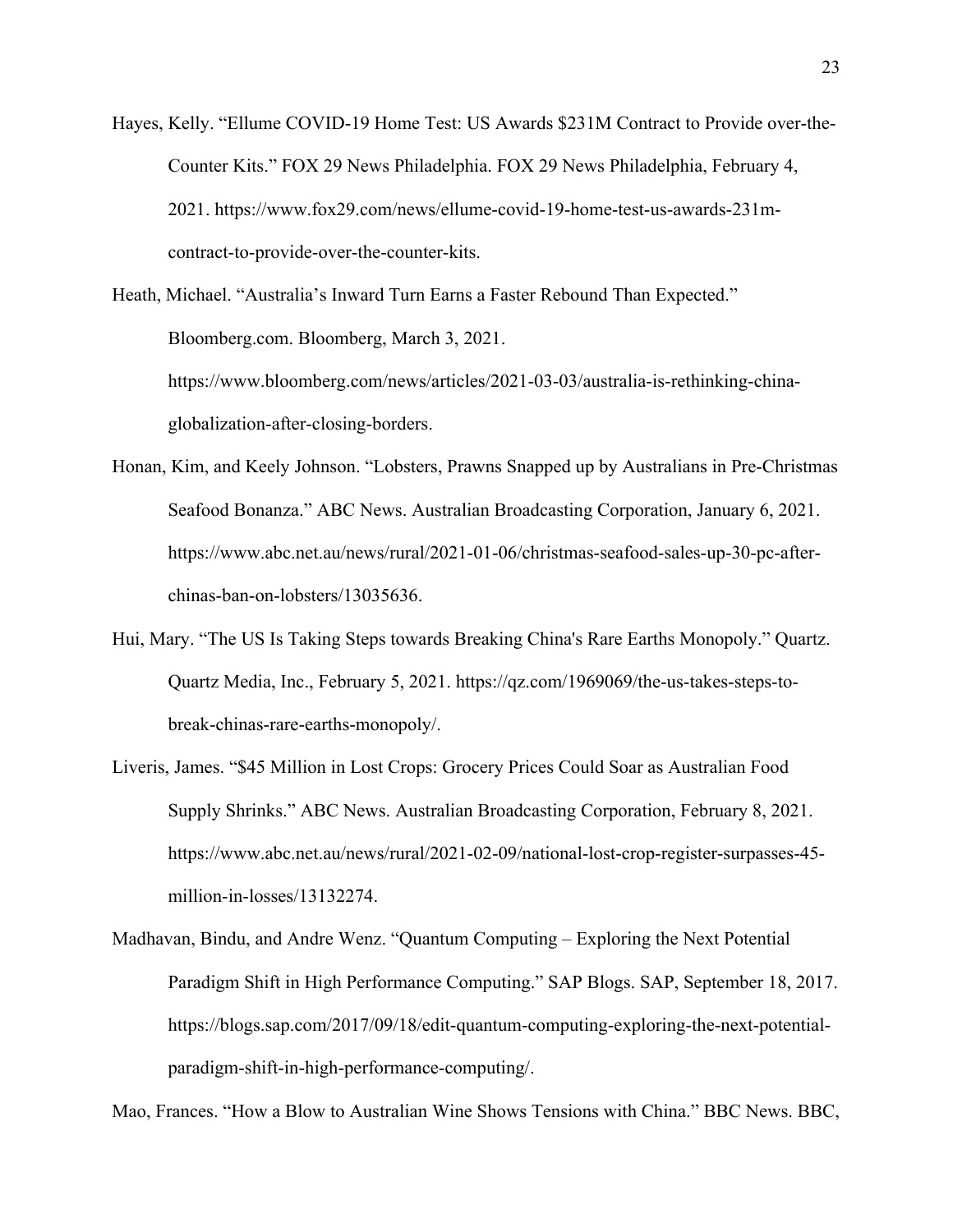Hayes, Kelly. "Ellume COVID-19 Home Test: US Awards $231M Contract to Provide over-the-Counter Kits." FOX 29 News Philadelphia. FOX 29 News Philadelphia, February 4, 2021. https://www.fox29.com/news/ellume-covid-19-home-test-us-awards-231m-contract-to-provide-over-the-counter-kits.

Heath, Michael. "Australia's Inward Turn Earns a Faster Rebound Than Expected." Bloomberg.com. Bloomberg, March 3, 2021. https://www.bloomberg.com/news/articles/2021-03-03/australia-is-rethinking-china-globalization-after-closing-borders.

Honan, Kim, and Keely Johnson. "Lobsters, Prawns Snapped up by Australians in Pre-Christmas Seafood Bonanza." ABC News. Australian Broadcasting Corporation, January 6, 2021. https://www.abc.net.au/news/rural/2021-01-06/christmas-seafood-sales-up-30-pc-after-chinas-ban-on-lobsters/13035636.

Hui, Mary. "The US Is Taking Steps towards Breaking China's Rare Earths Monopoly." Quartz. Quartz Media, Inc., February 5, 2021. https://qz.com/1969069/the-us-takes-steps-to-break-chinas-rare-earths-monopoly/.

Liveris, James. "$45 Million in Lost Crops: Grocery Prices Could Soar as Australian Food Supply Shrinks." ABC News. Australian Broadcasting Corporation, February 8, 2021. https://www.abc.net.au/news/rural/2021-02-09/national-lost-crop-register-surpasses-45-million-in-losses/13132274.

Madhavan, Bindu, and Andre Wenz. "Quantum Computing – Exploring the Next Potential Paradigm Shift in High Performance Computing." SAP Blogs. SAP, September 18, 2017. https://blogs.sap.com/2017/09/18/edit-quantum-computing-exploring-the-next-potential-paradigm-shift-in-high-performance-computing/.

Mao, Frances. "How a Blow to Australian Wine Shows Tensions with China." BBC News. BBC,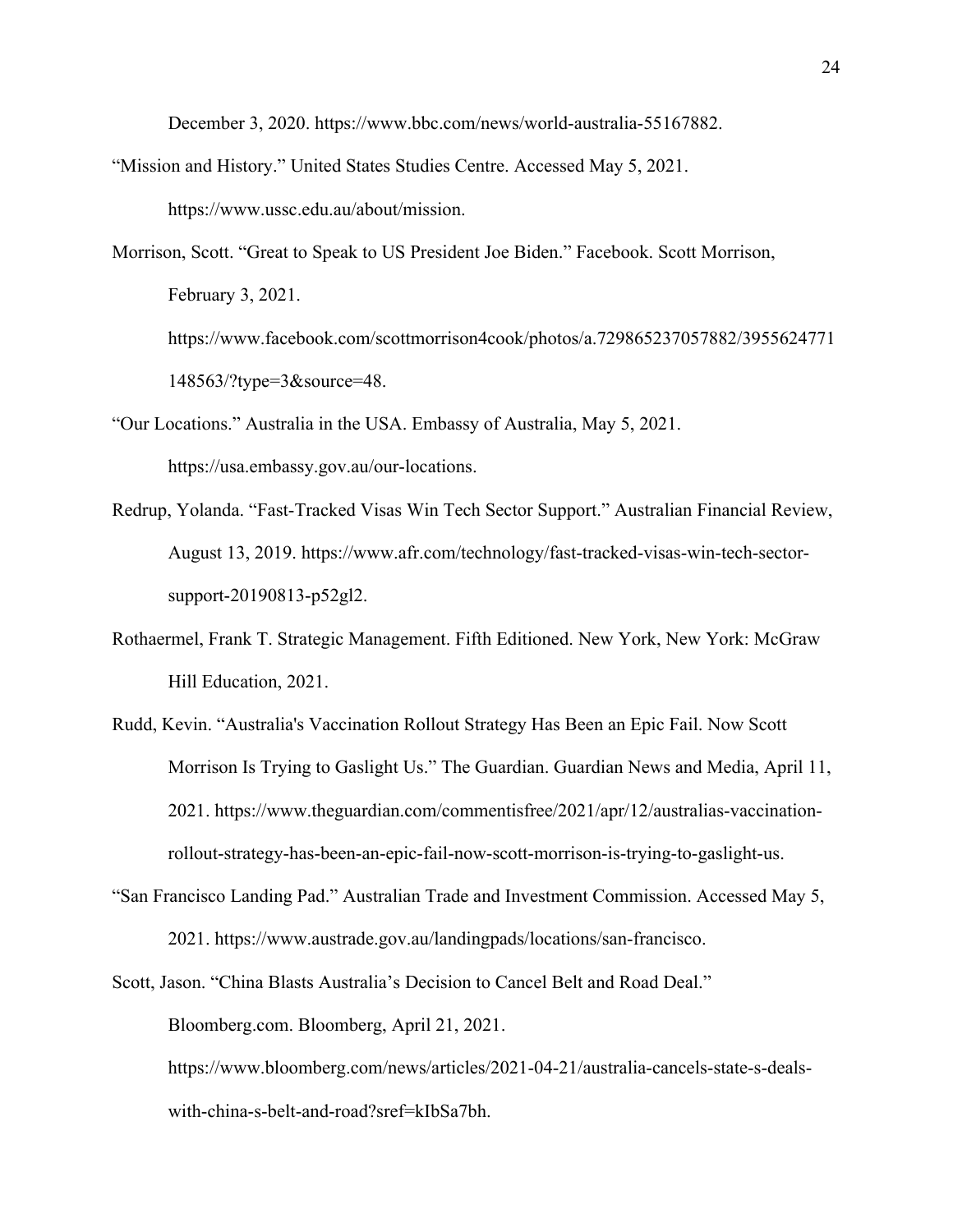December 3, 2020. https://www.bbc.com/news/world-australia-55167882.

"Mission and History." United States Studies Centre. Accessed May 5, 2021. https://www.ussc.edu.au/about/mission.

Morrison, Scott. "Great to Speak to US President Joe Biden." Facebook. Scott Morrison, February 3, 2021. https://www.facebook.com/scottmorrison4cook/photos/a.729865237057882/3955624771148563/?type=3&source=48.

"Our Locations." Australia in the USA. Embassy of Australia, May 5, 2021. https://usa.embassy.gov.au/our-locations.

Redrup, Yolanda. "Fast-Tracked Visas Win Tech Sector Support." Australian Financial Review, August 13, 2019. https://www.afr.com/technology/fast-tracked-visas-win-tech-sector-support-20190813-p52gl2.

Rothaermel, Frank T. Strategic Management. Fifth Editioned. New York, New York: McGraw Hill Education, 2021.

Rudd, Kevin. "Australia's Vaccination Rollout Strategy Has Been an Epic Fail. Now Scott Morrison Is Trying to Gaslight Us." The Guardian. Guardian News and Media, April 11, 2021. https://www.theguardian.com/commentisfree/2021/apr/12/australias-vaccination-rollout-strategy-has-been-an-epic-fail-now-scott-morrison-is-trying-to-gaslight-us.

"San Francisco Landing Pad." Australian Trade and Investment Commission. Accessed May 5, 2021. https://www.austrade.gov.au/landingpads/locations/san-francisco.

Scott, Jason. "China Blasts Australia's Decision to Cancel Belt and Road Deal." Bloomberg.com. Bloomberg, April 21, 2021. https://www.bloomberg.com/news/articles/2021-04-21/australia-cancels-state-s-deals-with-china-s-belt-and-road?sref=kIbSa7bh.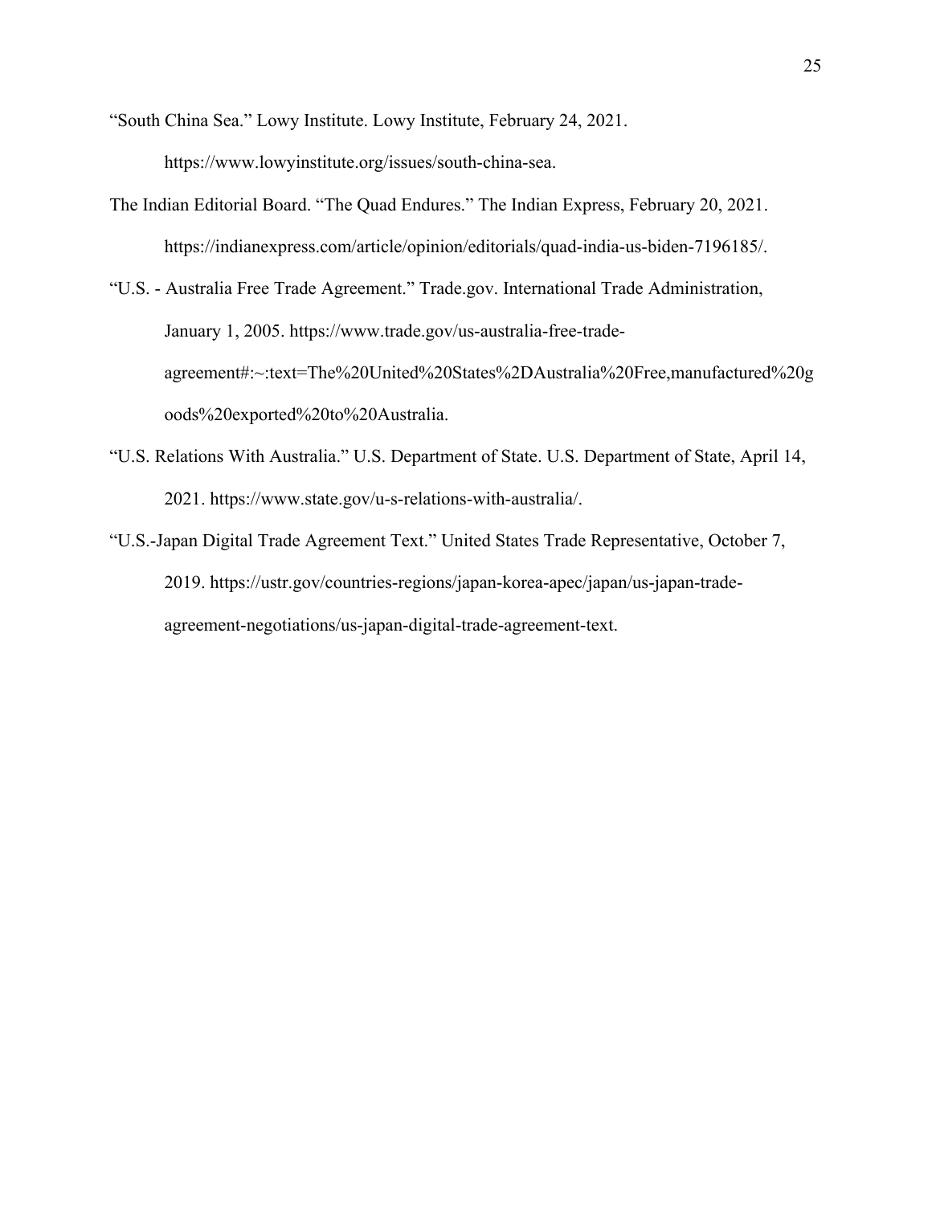"South China Sea." Lowy Institute. Lowy Institute, February 24, 2021. https://www.lowyinstitute.org/issues/south-china-sea.

The Indian Editorial Board. "The Quad Endures." The Indian Express, February 20, 2021. https://indianexpress.com/article/opinion/editorials/quad-india-us-biden-7196185/.

"U.S. - Australia Free Trade Agreement." Trade.gov. International Trade Administration, January 1, 2005. https://www.trade.gov/us-australia-free-trade-agreement#:~:text=The%20United%20States%2DAustralia%20Free,manufactured%20goods%20exported%20to%20Australia.

"U.S. Relations With Australia." U.S. Department of State. U.S. Department of State, April 14, 2021. https://www.state.gov/u-s-relations-with-australia/.

"U.S.-Japan Digital Trade Agreement Text." United States Trade Representative, October 7, 2019. https://ustr.gov/countries-regions/japan-korea-apec/japan/us-japan-trade-agreement-negotiations/us-japan-digital-trade-agreement-text.